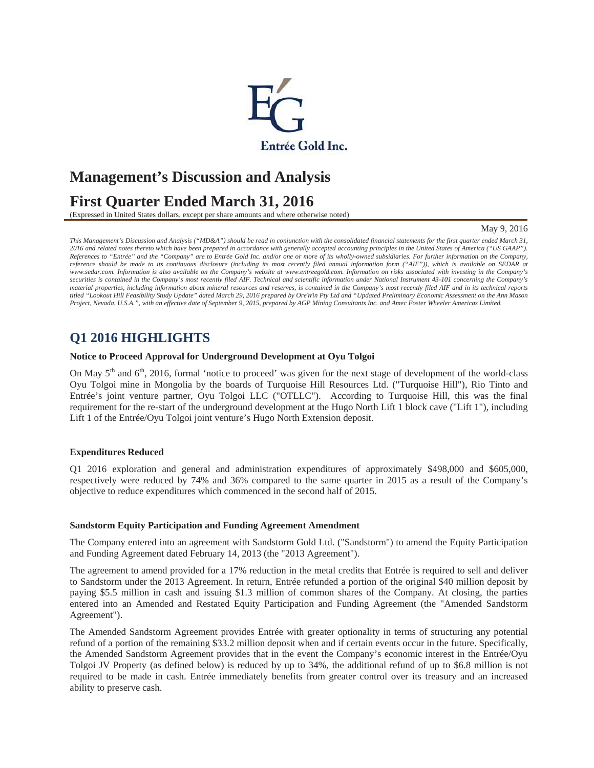Entrée Gold Inc.

# Management's Discussion and Analysis

# First Quarter Ended March 31, 2016

(Expressed in United States dollars, except per share amounts and where otherwise noted)

May 9, 2016

*This Management's Discussion and Analysis ("MD&A") should be read in conjunction with the consolidated financial statements for the first quarter ended March 31, 2016 and related notes thereto which have been prepared in accordance with generally accepted accounting principles in the United States of America ("US GAAP"). References to "Entrée" and the "Company" are to Entrée Gold Inc. and/or one or more of its wholly-owned subsidiaries. For further information on the Company, reference should be made to its continuous disclosure (including its most recently filed annual information form ("AIF")), which is available on SEDAR at www.sedar.com. Information is also available on the Company's website at www.entreegold.com. Information on risks associated with investing in the Company's securities is contained in the Company's most recently filed AIF. Technical and scientific information under National Instrument 43-101 concerning the Company's material properties, including information about mineral resources and reserves, is contained in the Company's most recently filed AIF and in its technical reports titled "Lookout Hill Feasibility Study Update" dated March 29, 2016 prepared by OreWin Pty Ltd and "Updated Preliminary Economic Assessment on the Ann Mason Project, Nevada, U.S.A.", with an effective date of September 9, 2015, prepared by AGP Mining Consultants Inc. and Amec Foster Wheeler Americas Limited.*

## Q1 2016 HIGHLIGHTS

**Notice to Proceed Approval for Underground Development at Oyu Tolgoi**

On May 5th and 6th, 2016, formal 'notice to proceed' was given for the next stage of development of the world-class Oyu Tolgoi mine in Mongolia by the boards of Turquoise Hill Resources Ltd. ("Turquoise Hill"), Rio Tinto and Entrée's joint venture partner, Oyu Tolgoi LLC ("OTLLC"). According to Turquoise Hill, this was the final requirement for the re-start of the underground development at the Hugo North Lift 1 block cave ("Lift 1"), including Lift 1 of the Entrée/Oyu Tolgoi joint venture's Hugo North Extension deposit.

**Expenditures Reduced**

Q1 2016 exploration and general and administration expenditures of approximately $498,000 and $605,000, respectively were reduced by 74% and 36% compared to the same quarter in 2015 as a result of the Company's objective to reduce expenditures which commenced in the second half of 2015.

**Sandstorm Equity Participation and Funding Agreement Amendment**

The Company entered into an agreement with Sandstorm Gold Ltd. ("Sandstorm") to amend the Equity Participation and Funding Agreement dated February 14, 2013 (the "2013 Agreement").

The agreement to amend provided for a 17% reduction in the metal credits that Entrée is required to sell and deliver to Sandstorm under the 2013 Agreement. In return, Entrée refunded a portion of the original $40 million deposit by paying $5.5 million in cash and issuing $1.3 million of common shares of the Company. At closing, the parties entered into an Amended and Restated Equity Participation and Funding Agreement (the "Amended Sandstorm Agreement").

The Amended Sandstorm Agreement provides Entrée with greater optionality in terms of structuring any potential refund of a portion of the remaining $33.2 million deposit when and if certain events occur in the future. Specifically, the Amended Sandstorm Agreement provides that in the event the Company's economic interest in the Entrée/Oyu Tolgoi JV Property (as defined below) is reduced by up to 34%, the additional refund of up to $6.8 million is not required to be made in cash. Entrée immediately benefits from greater control over its treasury and an increased ability to preserve cash.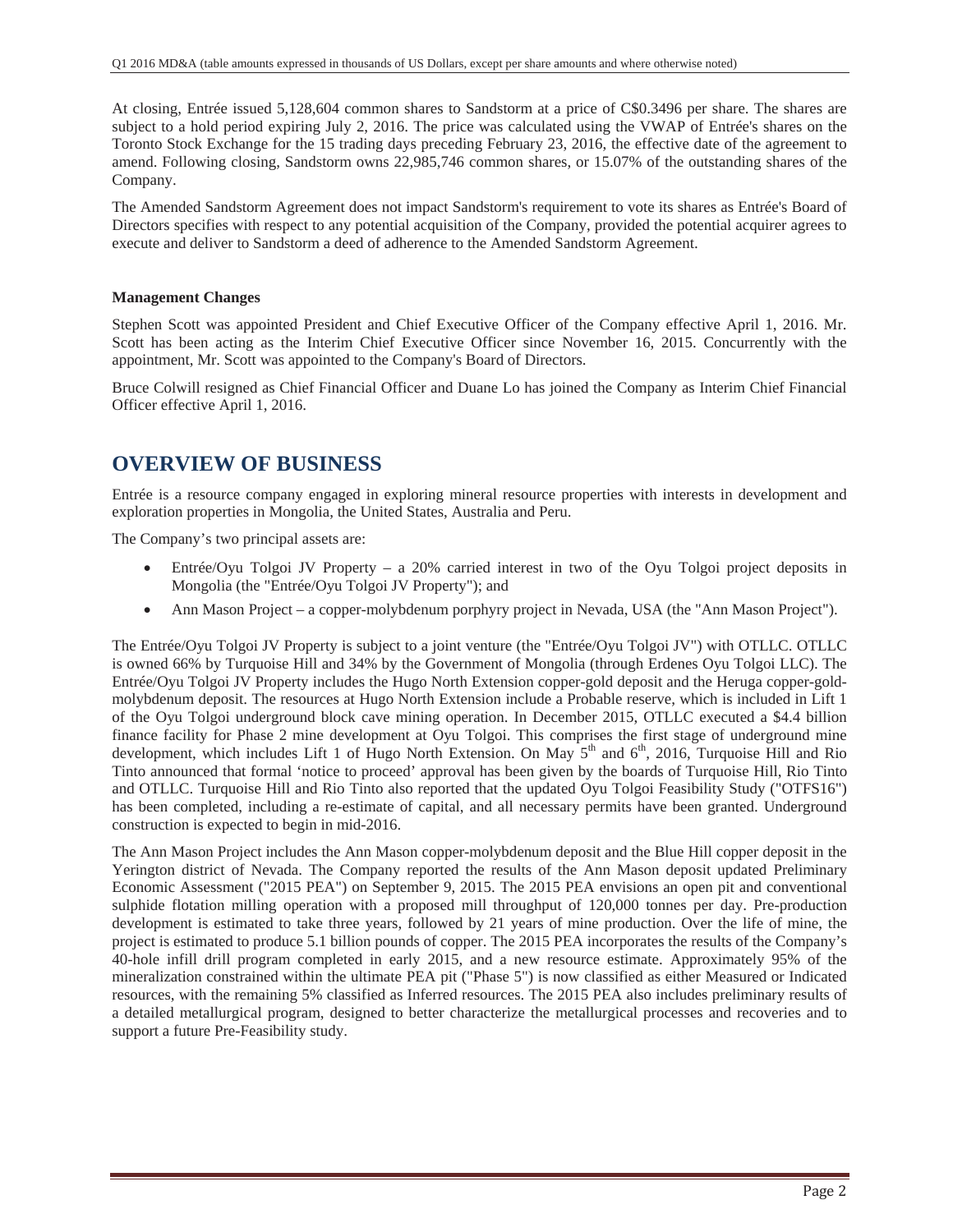At closing, Entrée issued 5,128,604 common shares to Sandstorm at a price of C$0.3496 per share. The shares are subject to a hold period expiring July 2, 2016. The price was calculated using the VWAP of Entrée's shares on the Toronto Stock Exchange for the 15 trading days preceding February 23, 2016, the effective date of the agreement to amend. Following closing, Sandstorm owns 22,985,746 common shares, or 15.07% of the outstanding shares of the Company.

The Amended Sandstorm Agreement does not impact Sandstorm's requirement to vote its shares as Entrée's Board of Directors specifies with respect to any potential acquisition of the Company, provided the potential acquirer agrees to execute and deliver to Sandstorm a deed of adherence to the Amended Sandstorm Agreement.

**Management Changes**

Stephen Scott was appointed President and Chief Executive Officer of the Company effective April 1, 2016. Mr. Scott has been acting as the Interim Chief Executive Officer since November 16, 2015. Concurrently with the appointment, Mr. Scott was appointed to the Company's Board of Directors.

Bruce Colwill resigned as Chief Financial Officer and Duane Lo has joined the Company as Interim Chief Financial Officer effective April 1, 2016.

# OVERVIEW OF BUSINESS

Entrée is a resource company engaged in exploring mineral resource properties with interests in development and exploration properties in Mongolia, the United States, Australia and Peru.

The Company's two principal assets are:

- Entrée/Oyu Tolgoi JV Property – a 20% carried interest in two of the Oyu Tolgoi project deposits in Mongolia (the "Entrée/Oyu Tolgoi JV Property"); and
- Ann Mason Project – a copper-molybdenum porphyry project in Nevada, USA (the "Ann Mason Project").

The Entrée/Oyu Tolgoi JV Property is subject to a joint venture (the "Entrée/Oyu Tolgoi JV") with OTLLC. OTLLC is owned 66% by Turquoise Hill and 34% by the Government of Mongolia (through Erdenes Oyu Tolgoi LLC). The Entrée/Oyu Tolgoi JV Property includes the Hugo North Extension copper-gold deposit and the Heruga copper-gold-molybdenum deposit. The resources at Hugo North Extension include a Probable reserve, which is included in Lift 1 of the Oyu Tolgoi underground block cave mining operation. In December 2015, OTLLC executed a $4.4 billion finance facility for Phase 2 mine development at Oyu Tolgoi. This comprises the first stage of underground mine development, which includes Lift 1 of Hugo North Extension. On May 5th and 6th, 2016, Turquoise Hill and Rio Tinto announced that formal 'notice to proceed' approval has been given by the boards of Turquoise Hill, Rio Tinto and OTLLC. Turquoise Hill and Rio Tinto also reported that the updated Oyu Tolgoi Feasibility Study ("OTFS16") has been completed, including a re-estimate of capital, and all necessary permits have been granted. Underground construction is expected to begin in mid-2016.

The Ann Mason Project includes the Ann Mason copper-molybdenum deposit and the Blue Hill copper deposit in the Yerington district of Nevada. The Company reported the results of the Ann Mason deposit updated Preliminary Economic Assessment ("2015 PEA") on September 9, 2015. The 2015 PEA envisions an open pit and conventional sulphide flotation milling operation with a proposed mill throughput of 120,000 tonnes per day. Pre-production development is estimated to take three years, followed by 21 years of mine production. Over the life of mine, the project is estimated to produce 5.1 billion pounds of copper. The 2015 PEA incorporates the results of the Company's 40-hole infill drill program completed in early 2015, and a new resource estimate. Approximately 95% of the mineralization constrained within the ultimate PEA pit ("Phase 5") is now classified as either Measured or Indicated resources, with the remaining 5% classified as Inferred resources. The 2015 PEA also includes preliminary results of a detailed metallurgical program, designed to better characterize the metallurgical processes and recoveries and to support a future Pre-Feasibility study.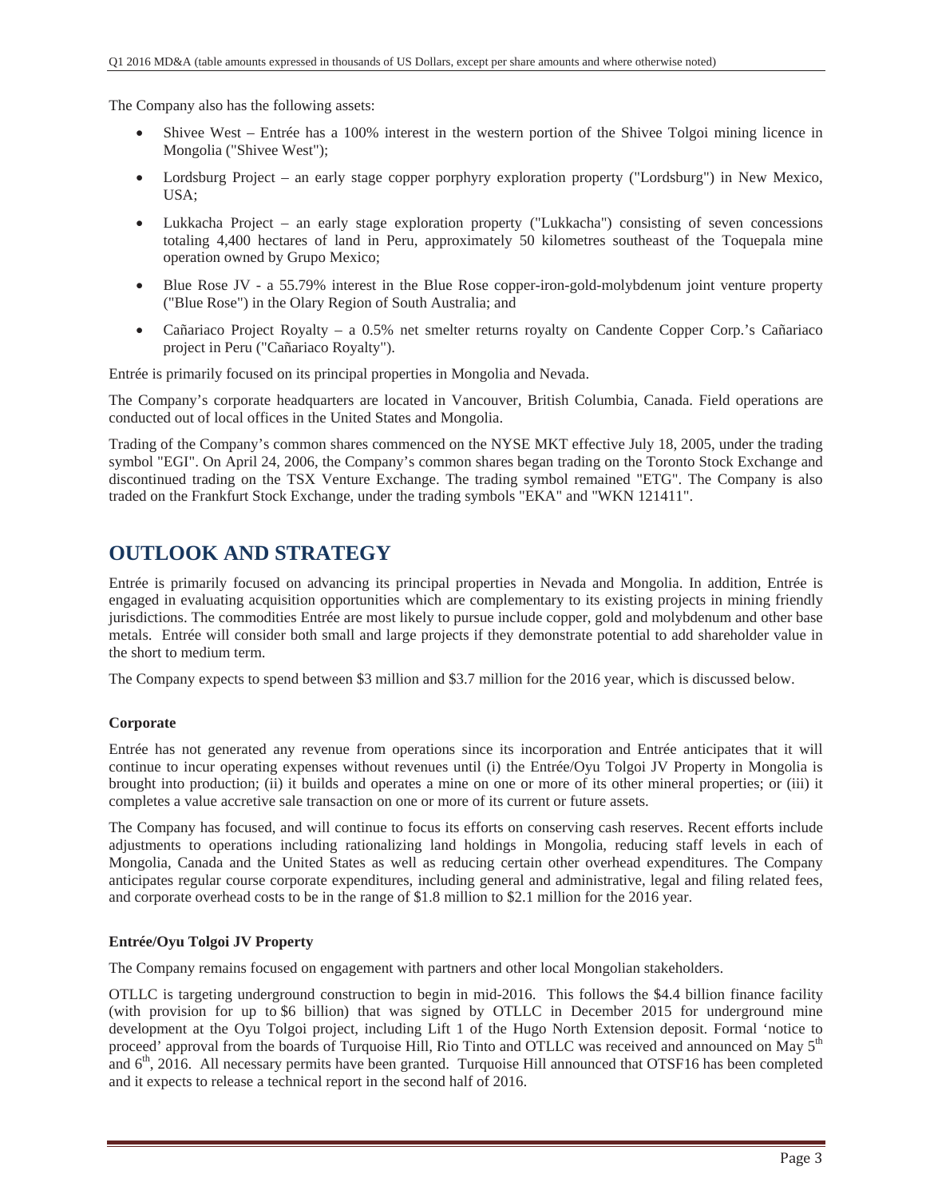The Company also has the following assets:

- Shivee West – Entrée has a 100% interest in the western portion of the Shivee Tolgoi mining licence in Mongolia ("Shivee West");
- Lordsburg Project – an early stage copper porphyry exploration property ("Lordsburg") in New Mexico, USA;
- Lukkacha Project – an early stage exploration property ("Lukkacha") consisting of seven concessions totaling 4,400 hectares of land in Peru, approximately 50 kilometres southeast of the Toquepala mine operation owned by Grupo Mexico;
- Blue Rose JV - a 55.79% interest in the Blue Rose copper-iron-gold-molybdenum joint venture property ("Blue Rose") in the Olary Region of South Australia; and
- Cañariaco Project Royalty – a 0.5% net smelter returns royalty on Candente Copper Corp.'s Cañariaco project in Peru ("Cañariaco Royalty").

Entrée is primarily focused on its principal properties in Mongolia and Nevada.

The Company's corporate headquarters are located in Vancouver, British Columbia, Canada. Field operations are conducted out of local offices in the United States and Mongolia.

Trading of the Company's common shares commenced on the NYSE MKT effective July 18, 2005, under the trading symbol "EGI". On April 24, 2006, the Company's common shares began trading on the Toronto Stock Exchange and discontinued trading on the TSX Venture Exchange. The trading symbol remained "ETG". The Company is also traded on the Frankfurt Stock Exchange, under the trading symbols "EKA" and "WKN 121411".

# OUTLOOK AND STRATEGY

Entrée is primarily focused on advancing its principal properties in Nevada and Mongolia. In addition, Entrée is engaged in evaluating acquisition opportunities which are complementary to its existing projects in mining friendly jurisdictions. The commodities Entrée are most likely to pursue include copper, gold and molybdenum and other base metals. Entrée will consider both small and large projects if they demonstrate potential to add shareholder value in the short to medium term.

The Company expects to spend between $3 million and $3.7 million for the 2016 year, which is discussed below.

**Corporate**

Entrée has not generated any revenue from operations since its incorporation and Entrée anticipates that it will continue to incur operating expenses without revenues until (i) the Entrée/Oyu Tolgoi JV Property in Mongolia is brought into production; (ii) it builds and operates a mine on one or more of its other mineral properties; or (iii) it completes a value accretive sale transaction on one or more of its current or future assets.

The Company has focused, and will continue to focus its efforts on conserving cash reserves. Recent efforts include adjustments to operations including rationalizing land holdings in Mongolia, reducing staff levels in each of Mongolia, Canada and the United States as well as reducing certain other overhead expenditures. The Company anticipates regular course corporate expenditures, including general and administrative, legal and filing related fees, and corporate overhead costs to be in the range of $1.8 million to $2.1 million for the 2016 year.

**Entrée/Oyu Tolgoi JV Property**

The Company remains focused on engagement with partners and other local Mongolian stakeholders.

OTLLC is targeting underground construction to begin in mid-2016. This follows the $4.4 billion finance facility (with provision for up to $6 billion) that was signed by OTLLC in December 2015 for underground mine development at the Oyu Tolgoi project, including Lift 1 of the Hugo North Extension deposit. Formal 'notice to proceed' approval from the boards of Turquoise Hill, Rio Tinto and OTLLC was received and announced on May 5th and 6th, 2016. All necessary permits have been granted. Turquoise Hill announced that OTSF16 has been completed and it expects to release a technical report in the second half of 2016.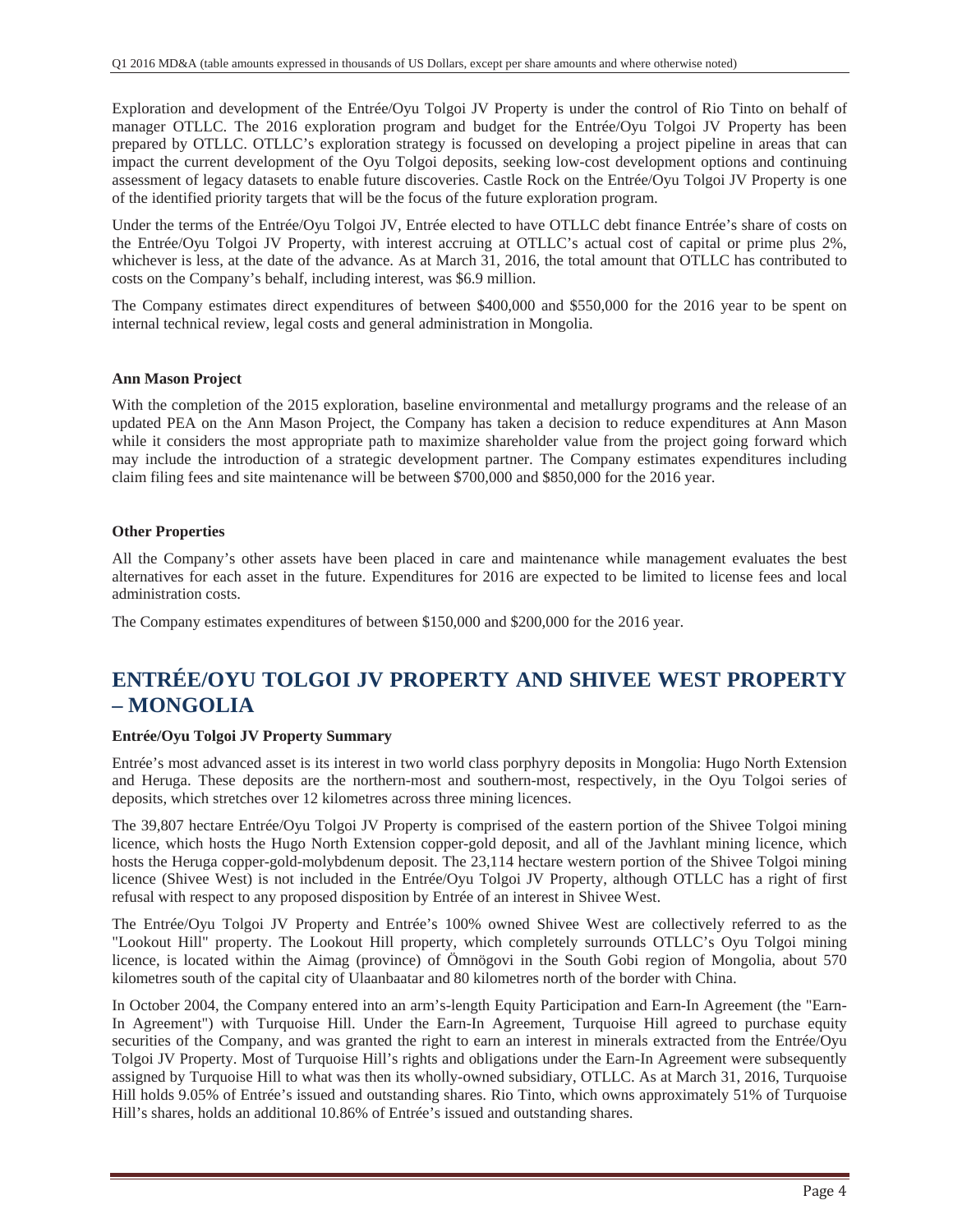Exploration and development of the Entrée/Oyu Tolgoi JV Property is under the control of Rio Tinto on behalf of manager OTLLC. The 2016 exploration program and budget for the Entrée/Oyu Tolgoi JV Property has been prepared by OTLLC. OTLLC's exploration strategy is focussed on developing a project pipeline in areas that can impact the current development of the Oyu Tolgoi deposits, seeking low-cost development options and continuing assessment of legacy datasets to enable future discoveries. Castle Rock on the Entrée/Oyu Tolgoi JV Property is one of the identified priority targets that will be the focus of the future exploration program.

Under the terms of the Entrée/Oyu Tolgoi JV, Entrée elected to have OTLLC debt finance Entrée's share of costs on the Entrée/Oyu Tolgoi JV Property, with interest accruing at OTLLC's actual cost of capital or prime plus 2%, whichever is less, at the date of the advance. As at March 31, 2016, the total amount that OTLLC has contributed to costs on the Company's behalf, including interest, was $6.9 million.

The Company estimates direct expenditures of between $400,000 and $550,000 for the 2016 year to be spent on internal technical review, legal costs and general administration in Mongolia.

**Ann Mason Project**

With the completion of the 2015 exploration, baseline environmental and metallurgy programs and the release of an updated PEA on the Ann Mason Project, the Company has taken a decision to reduce expenditures at Ann Mason while it considers the most appropriate path to maximize shareholder value from the project going forward which may include the introduction of a strategic development partner. The Company estimates expenditures including claim filing fees and site maintenance will be between $700,000 and $850,000 for the 2016 year.

**Other Properties**

All the Company's other assets have been placed in care and maintenance while management evaluates the best alternatives for each asset in the future. Expenditures for 2016 are expected to be limited to license fees and local administration costs.

The Company estimates expenditures of between $150,000 and $200,000 for the 2016 year.

# ENTRÉE/OYU TOLGOI JV PROPERTY AND SHIVEE WEST PROPERTY – MONGOLIA

**Entrée/Oyu Tolgoi JV Property Summary**

Entrée's most advanced asset is its interest in two world class porphyry deposits in Mongolia: Hugo North Extension and Heruga. These deposits are the northern-most and southern-most, respectively, in the Oyu Tolgoi series of deposits, which stretches over 12 kilometres across three mining licences.

The 39,807 hectare Entrée/Oyu Tolgoi JV Property is comprised of the eastern portion of the Shivee Tolgoi mining licence, which hosts the Hugo North Extension copper-gold deposit, and all of the Javhlant mining licence, which hosts the Heruga copper-gold-molybdenum deposit. The 23,114 hectare western portion of the Shivee Tolgoi mining licence (Shivee West) is not included in the Entrée/Oyu Tolgoi JV Property, although OTLLC has a right of first refusal with respect to any proposed disposition by Entrée of an interest in Shivee West.

The Entrée/Oyu Tolgoi JV Property and Entrée's 100% owned Shivee West are collectively referred to as the "Lookout Hill" property. The Lookout Hill property, which completely surrounds OTLLC's Oyu Tolgoi mining licence, is located within the Aimag (province) of Ömnögovi in the South Gobi region of Mongolia, about 570 kilometres south of the capital city of Ulaanbaatar and 80 kilometres north of the border with China.

In October 2004, the Company entered into an arm's-length Equity Participation and Earn-In Agreement (the "Earn-In Agreement") with Turquoise Hill. Under the Earn-In Agreement, Turquoise Hill agreed to purchase equity securities of the Company, and was granted the right to earn an interest in minerals extracted from the Entrée/Oyu Tolgoi JV Property. Most of Turquoise Hill's rights and obligations under the Earn-In Agreement were subsequently assigned by Turquoise Hill to what was then its wholly-owned subsidiary, OTLLC. As at March 31, 2016, Turquoise Hill holds 9.05% of Entrée's issued and outstanding shares. Rio Tinto, which owns approximately 51% of Turquoise Hill's shares, holds an additional 10.86% of Entrée's issued and outstanding shares.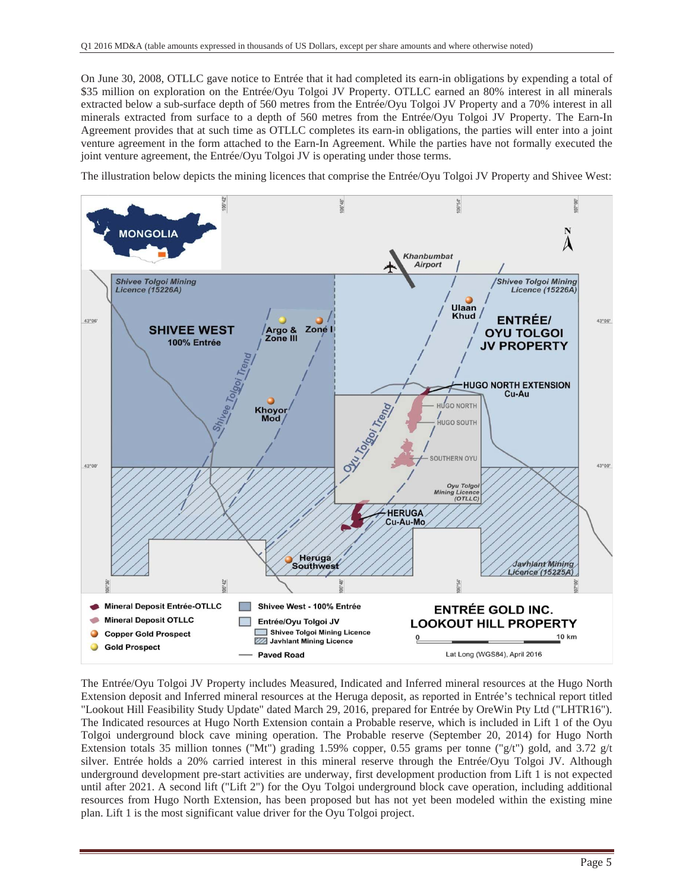On June 30, 2008, OTLLC gave notice to Entrée that it had completed its earn-in obligations by expending a total of $35 million on exploration on the Entrée/Oyu Tolgoi JV Property. OTLLC earned an 80% interest in all minerals extracted below a sub-surface depth of 560 metres from the Entrée/Oyu Tolgoi JV Property and a 70% interest in all minerals extracted from surface to a depth of 560 metres from the Entrée/Oyu Tolgoi JV Property. The Earn-In Agreement provides that at such time as OTLLC completes its earn-in obligations, the parties will enter into a joint venture agreement in the form attached to the Earn-In Agreement. While the parties have not formally executed the joint venture agreement, the Entrée/Oyu Tolgoi JV is operating under those terms.

The illustration below depicts the mining licences that comprise the Entrée/Oyu Tolgoi JV Property and Shivee West:

The Entrée/Oyu Tolgoi JV Property includes Measured, Indicated and Inferred mineral resources at the Hugo North Extension deposit and Inferred mineral resources at the Heruga deposit, as reported in Entrée's technical report titled "Lookout Hill Feasibility Study Update" dated March 29, 2016, prepared for Entrée by OreWin Pty Ltd ("LHTR16"). The Indicated resources at Hugo North Extension contain a Probable reserve, which is included in Lift 1 of the Oyu Tolgoi underground block cave mining operation. The Probable reserve (September 20, 2014) for Hugo North Extension totals 35 million tonnes ("Mt") grading 1.59% copper, 0.55 grams per tonne ("g/t") gold, and 3.72 g/t silver. Entrée holds a 20% carried interest in this mineral reserve through the Entrée/Oyu Tolgoi JV. Although underground development pre-start activities are underway, first development production from Lift 1 is not expected until after 2021. A second lift ("Lift 2") for the Oyu Tolgoi underground block cave operation, including additional resources from Hugo North Extension, has been proposed but has not yet been modeled within the existing mine plan. Lift 1 is the most significant value driver for the Oyu Tolgoi project.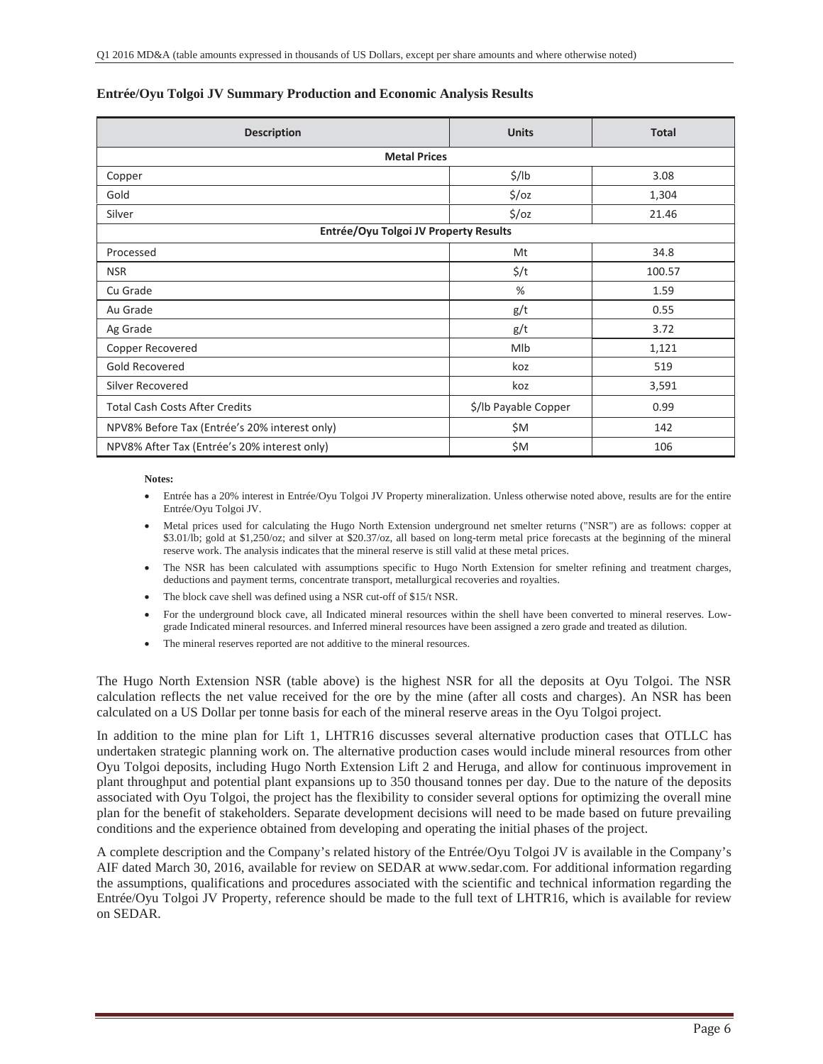**Entrée/Oyu Tolgoi JV Summary Production and Economic Analysis Results**

| Description | Units | Total |
|---|---|---|
| **Metal Prices** | | |
| Copper | $/lb | 3.08 |
| Gold | $/oz | 1,304 |
| Silver | $/oz | 21.46 |
| **Entrée/Oyu Tolgoi JV Property Results** | | |
| Processed | Mt | 34.8 |
| NSR | $/t | 100.57 |
| Cu Grade | % | 1.59 |
| Au Grade | g/t | 0.55 |
| Ag Grade | g/t | 3.72 |
| Copper Recovered | Mlb | 1,121 |
| Gold Recovered | koz | 519 |
| Silver Recovered | koz | 3,591 |
| Total Cash Costs After Credits | $/lb Payable Copper | 0.99 |
| NPV8% Before Tax (Entrée's 20% interest only) | $M | 142 |
| NPV8% After Tax (Entrée's 20% interest only) | $M | 106 |

**Notes:**

- Entrée has a 20% interest in Entrée/Oyu Tolgoi JV Property mineralization. Unless otherwise noted above, results are for the entire Entrée/Oyu Tolgoi JV.
- Metal prices used for calculating the Hugo North Extension underground net smelter returns ("NSR") are as follows: copper at $3.01/lb; gold at $1,250/oz; and silver at $20.37/oz, all based on long-term metal price forecasts at the beginning of the mineral reserve work. The analysis indicates that the mineral reserve is still valid at these metal prices.
- The NSR has been calculated with assumptions specific to Hugo North Extension for smelter refining and treatment charges, deductions and payment terms, concentrate transport, metallurgical recoveries and royalties.
- The block cave shell was defined using a NSR cut-off of $15/t NSR.
- For the underground block cave, all Indicated mineral resources within the shell have been converted to mineral reserves. Low-grade Indicated mineral resources. and Inferred mineral resources have been assigned a zero grade and treated as dilution.
- The mineral reserves reported are not additive to the mineral resources.

The Hugo North Extension NSR (table above) is the highest NSR for all the deposits at Oyu Tolgoi. The NSR calculation reflects the net value received for the ore by the mine (after all costs and charges). An NSR has been calculated on a US Dollar per tonne basis for each of the mineral reserve areas in the Oyu Tolgoi project.

In addition to the mine plan for Lift 1, LHTR16 discusses several alternative production cases that OTLLC has undertaken strategic planning work on. The alternative production cases would include mineral resources from other Oyu Tolgoi deposits, including Hugo North Extension Lift 2 and Heruga, and allow for continuous improvement in plant throughput and potential plant expansions up to 350 thousand tonnes per day. Due to the nature of the deposits associated with Oyu Tolgoi, the project has the flexibility to consider several options for optimizing the overall mine plan for the benefit of stakeholders. Separate development decisions will need to be made based on future prevailing conditions and the experience obtained from developing and operating the initial phases of the project.

A complete description and the Company's related history of the Entrée/Oyu Tolgoi JV is available in the Company's AIF dated March 30, 2016, available for review on SEDAR at www.sedar.com. For additional information regarding the assumptions, qualifications and procedures associated with the scientific and technical information regarding the Entrée/Oyu Tolgoi JV Property, reference should be made to the full text of LHTR16, which is available for review on SEDAR.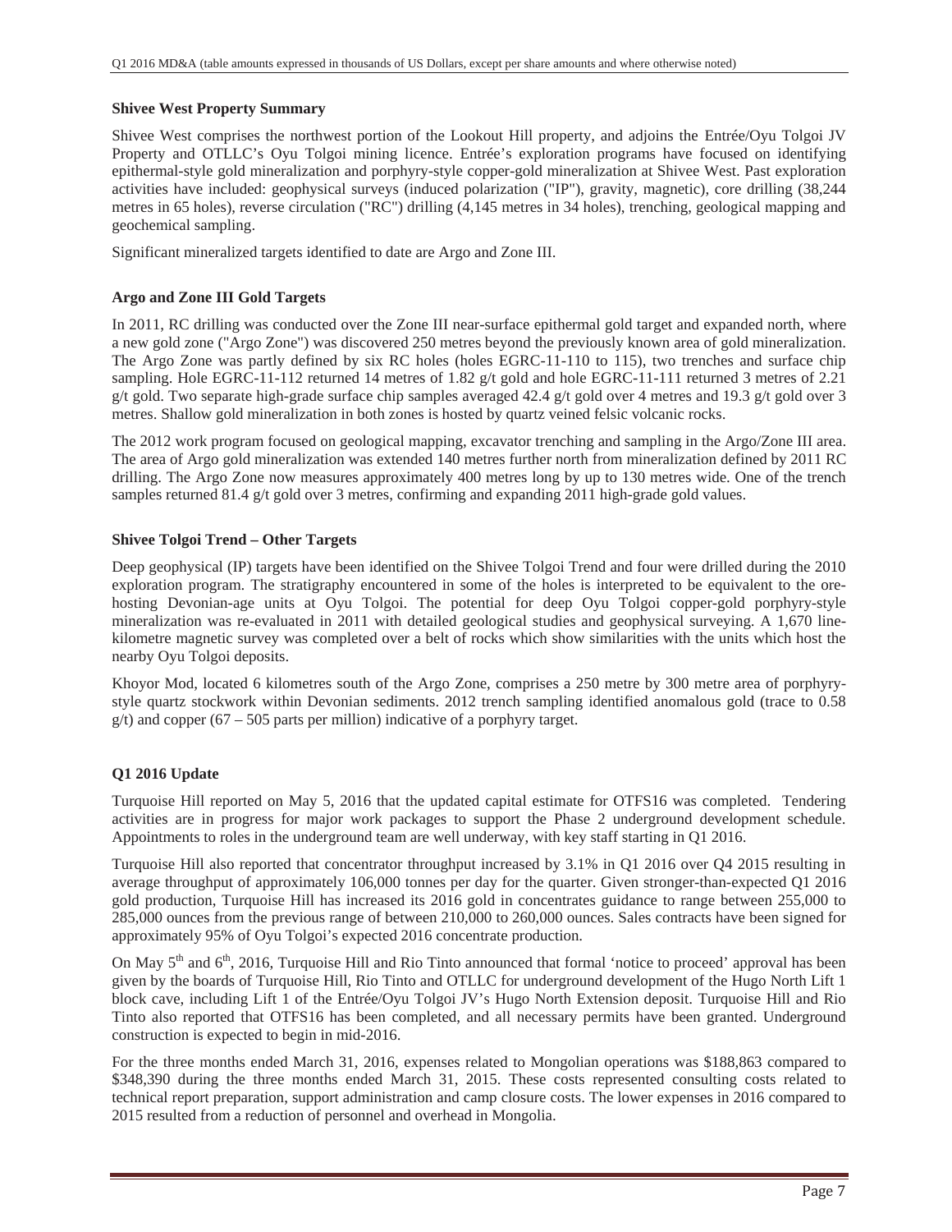### Shivee West Property Summary

Shivee West comprises the northwest portion of the Lookout Hill property, and adjoins the Entrée/Oyu Tolgoi JV Property and OTLLC's Oyu Tolgoi mining licence. Entrée's exploration programs have focused on identifying epithermal-style gold mineralization and porphyry-style copper-gold mineralization at Shivee West. Past exploration activities have included: geophysical surveys (induced polarization ("IP"), gravity, magnetic), core drilling (38,244 metres in 65 holes), reverse circulation ("RC") drilling (4,145 metres in 34 holes), trenching, geological mapping and geochemical sampling.

Significant mineralized targets identified to date are Argo and Zone III.

### Argo and Zone III Gold Targets

In 2011, RC drilling was conducted over the Zone III near-surface epithermal gold target and expanded north, where a new gold zone ("Argo Zone") was discovered 250 metres beyond the previously known area of gold mineralization. The Argo Zone was partly defined by six RC holes (holes EGRC-11-110 to 115), two trenches and surface chip sampling. Hole EGRC-11-112 returned 14 metres of 1.82 g/t gold and hole EGRC-11-111 returned 3 metres of 2.21 g/t gold. Two separate high-grade surface chip samples averaged 42.4 g/t gold over 4 metres and 19.3 g/t gold over 3 metres. Shallow gold mineralization in both zones is hosted by quartz veined felsic volcanic rocks.

The 2012 work program focused on geological mapping, excavator trenching and sampling in the Argo/Zone III area. The area of Argo gold mineralization was extended 140 metres further north from mineralization defined by 2011 RC drilling. The Argo Zone now measures approximately 400 metres long by up to 130 metres wide. One of the trench samples returned 81.4 g/t gold over 3 metres, confirming and expanding 2011 high-grade gold values.

### Shivee Tolgoi Trend – Other Targets

Deep geophysical (IP) targets have been identified on the Shivee Tolgoi Trend and four were drilled during the 2010 exploration program. The stratigraphy encountered in some of the holes is interpreted to be equivalent to the ore-hosting Devonian-age units at Oyu Tolgoi. The potential for deep Oyu Tolgoi copper-gold porphyry-style mineralization was re-evaluated in 2011 with detailed geological studies and geophysical surveying. A 1,670 line-kilometre magnetic survey was completed over a belt of rocks which show similarities with the units which host the nearby Oyu Tolgoi deposits.

Khoyor Mod, located 6 kilometres south of the Argo Zone, comprises a 250 metre by 300 metre area of porphyry-style quartz stockwork within Devonian sediments. 2012 trench sampling identified anomalous gold (trace to 0.58 g/t) and copper (67 – 505 parts per million) indicative of a porphyry target.

### Q1 2016 Update

Turquoise Hill reported on May 5, 2016 that the updated capital estimate for OTFS16 was completed. Tendering activities are in progress for major work packages to support the Phase 2 underground development schedule. Appointments to roles in the underground team are well underway, with key staff starting in Q1 2016.

Turquoise Hill also reported that concentrator throughput increased by 3.1% in Q1 2016 over Q4 2015 resulting in average throughput of approximately 106,000 tonnes per day for the quarter. Given stronger-than-expected Q1 2016 gold production, Turquoise Hill has increased its 2016 gold in concentrates guidance to range between 255,000 to 285,000 ounces from the previous range of between 210,000 to 260,000 ounces. Sales contracts have been signed for approximately 95% of Oyu Tolgoi's expected 2016 concentrate production.

On May 5th and 6th, 2016, Turquoise Hill and Rio Tinto announced that formal 'notice to proceed' approval has been given by the boards of Turquoise Hill, Rio Tinto and OTLLC for underground development of the Hugo North Lift 1 block cave, including Lift 1 of the Entrée/Oyu Tolgoi JV's Hugo North Extension deposit. Turquoise Hill and Rio Tinto also reported that OTFS16 has been completed, and all necessary permits have been granted. Underground construction is expected to begin in mid-2016.

For the three months ended March 31, 2016, expenses related to Mongolian operations was $188,863 compared to $348,390 during the three months ended March 31, 2015. These costs represented consulting costs related to technical report preparation, support administration and camp closure costs. The lower expenses in 2016 compared to 2015 resulted from a reduction of personnel and overhead in Mongolia.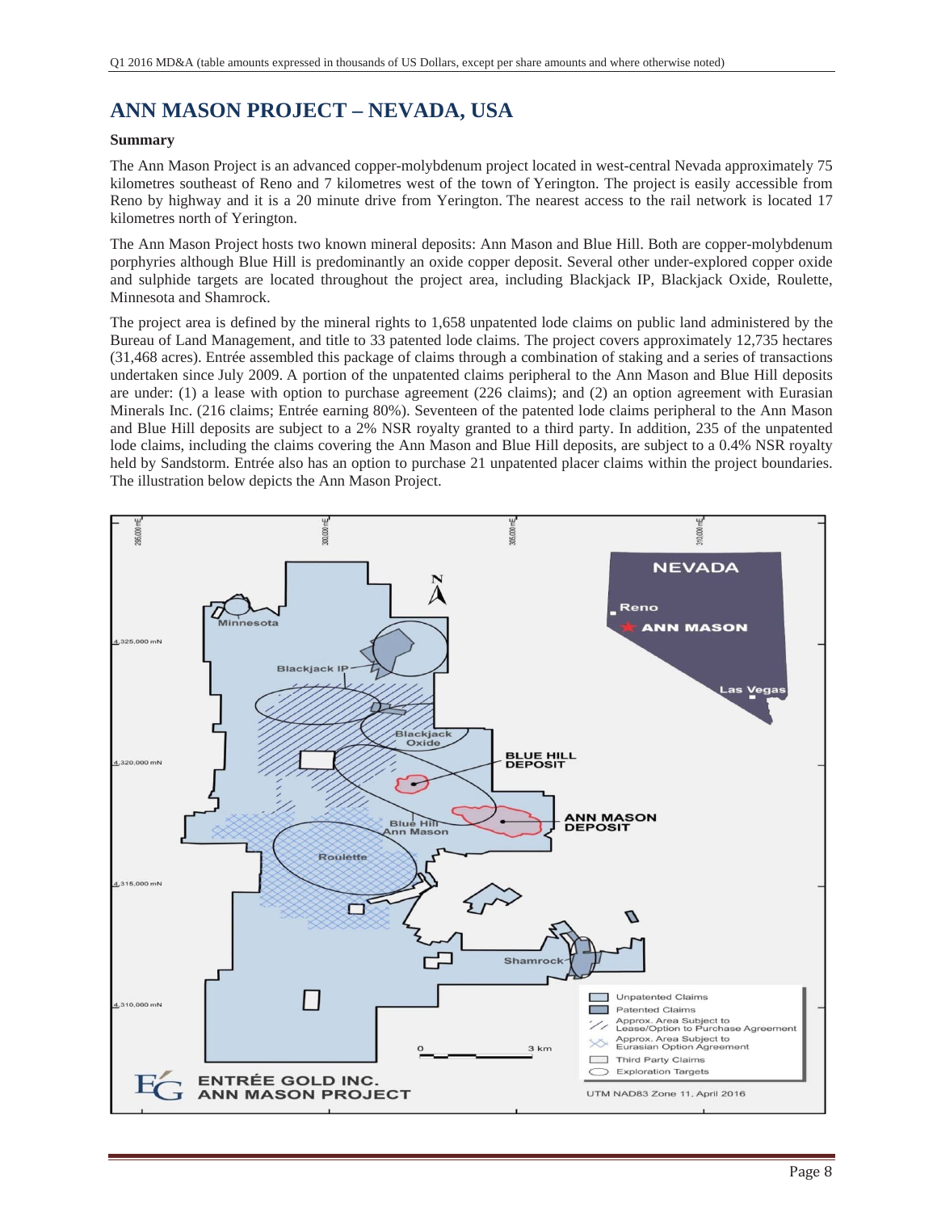# ANN MASON PROJECT – NEVADA, USA

**Summary**

The Ann Mason Project is an advanced copper-molybdenum project located in west-central Nevada approximately 75 kilometres southeast of Reno and 7 kilometres west of the town of Yerington. The project is easily accessible from Reno by highway and it is a 20 minute drive from Yerington. The nearest access to the rail network is located 17 kilometres north of Yerington.

The Ann Mason Project hosts two known mineral deposits: Ann Mason and Blue Hill. Both are copper-molybdenum porphyries although Blue Hill is predominantly an oxide copper deposit. Several other under-explored copper oxide and sulphide targets are located throughout the project area, including Blackjack IP, Blackjack Oxide, Roulette, Minnesota and Shamrock.

The project area is defined by the mineral rights to 1,658 unpatented lode claims on public land administered by the Bureau of Land Management, and title to 33 patented lode claims. The project covers approximately 12,735 hectares (31,468 acres). Entrée assembled this package of claims through a combination of staking and a series of transactions undertaken since July 2009. A portion of the unpatented claims peripheral to the Ann Mason and Blue Hill deposits are under: (1) a lease with option to purchase agreement (226 claims); and (2) an option agreement with Eurasian Minerals Inc. (216 claims; Entrée earning 80%). Seventeen of the patented lode claims peripheral to the Ann Mason and Blue Hill deposits are subject to a 2% NSR royalty granted to a third party. In addition, 235 of the unpatented lode claims, including the claims covering the Ann Mason and Blue Hill deposits, are subject to a 0.4% NSR royalty held by Sandstorm. Entrée also has an option to purchase 21 unpatented placer claims within the project boundaries. The illustration below depicts the Ann Mason Project.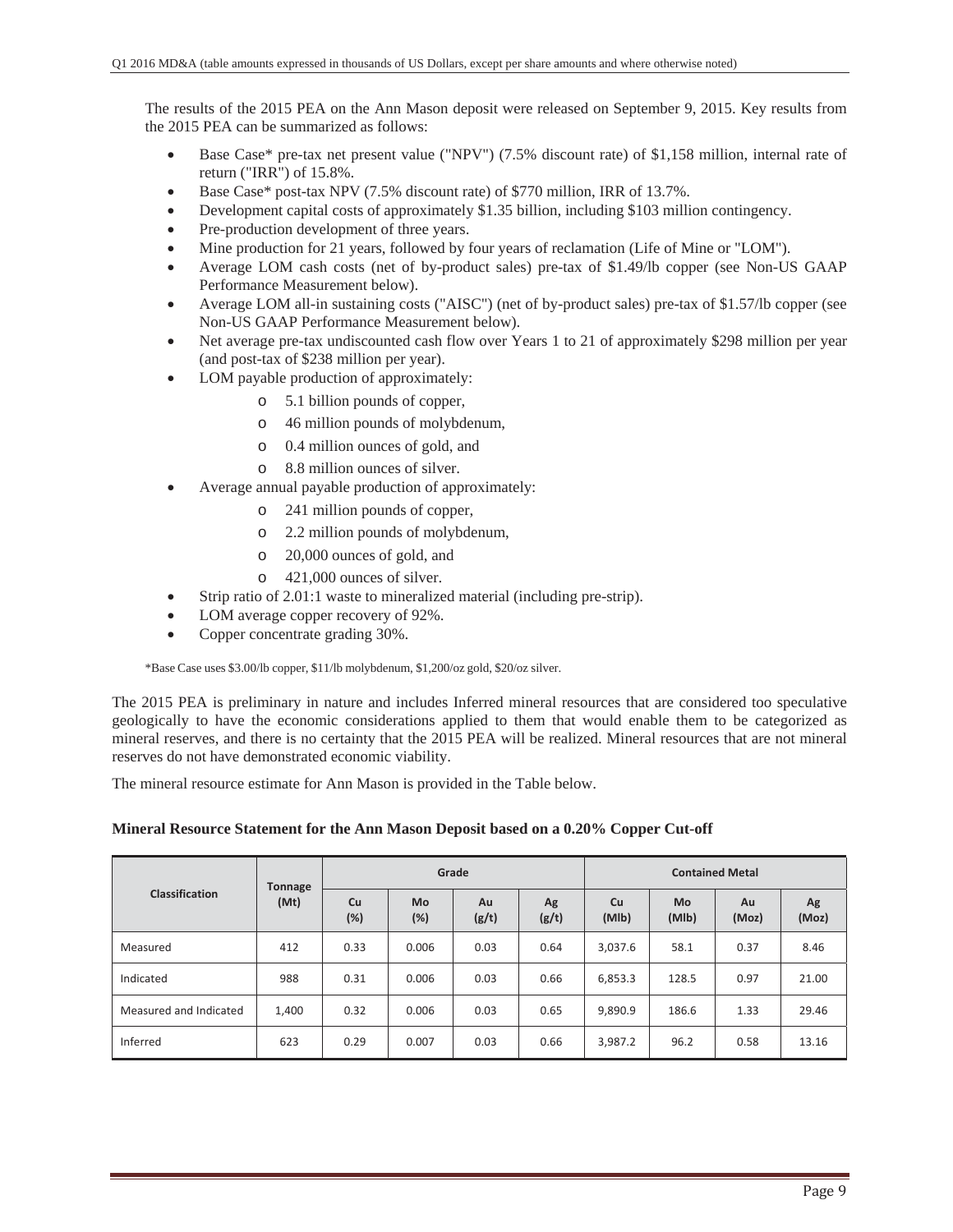The results of the 2015 PEA on the Ann Mason deposit were released on September 9, 2015. Key results from the 2015 PEA can be summarized as follows:

- Base Case* pre-tax net present value ("NPV") (7.5% discount rate) of $1,158 million, internal rate of return ("IRR") of 15.8%.
- Base Case* post-tax NPV (7.5% discount rate) of $770 million, IRR of 13.7%.
- Development capital costs of approximately $1.35 billion, including $103 million contingency.
- Pre-production development of three years.
- Mine production for 21 years, followed by four years of reclamation (Life of Mine or "LOM").
- Average LOM cash costs (net of by-product sales) pre-tax of $1.49/lb copper (see Non-US GAAP Performance Measurement below).
- Average LOM all-in sustaining costs ("AISC") (net of by-product sales) pre-tax of $1.57/lb copper (see Non-US GAAP Performance Measurement below).
- Net average pre-tax undiscounted cash flow over Years 1 to 21 of approximately $298 million per year (and post-tax of $238 million per year).
- LOM payable production of approximately:
  - 5.1 billion pounds of copper,
  - 46 million pounds of molybdenum,
  - 0.4 million ounces of gold, and
  - 8.8 million ounces of silver.
- Average annual payable production of approximately:
  - 241 million pounds of copper,
  - 2.2 million pounds of molybdenum,
  - 20,000 ounces of gold, and
  - 421,000 ounces of silver.
- Strip ratio of 2.01:1 waste to mineralized material (including pre-strip).
- LOM average copper recovery of 92%.
- Copper concentrate grading 30%.

*Base Case uses $3.00/lb copper, $11/lb molybdenum, $1,200/oz gold, $20/oz silver.

The 2015 PEA is preliminary in nature and includes Inferred mineral resources that are considered too speculative geologically to have the economic considerations applied to them that would enable them to be categorized as mineral reserves, and there is no certainty that the 2015 PEA will be realized. Mineral resources that are not mineral reserves do not have demonstrated economic viability.

The mineral resource estimate for Ann Mason is provided in the Table below.

**Mineral Resource Statement for the Ann Mason Deposit based on a 0.20% Copper Cut-off**

| Classification | Tonnage (Mt) | Grade | | | | Contained Metal | | | |
|---|---|---|---|---|---|---|---|---|---|
| | | Cu (%) | Mo (%) | Au (g/t) | Ag (g/t) | Cu (Mlb) | Mo (Mlb) | Au (Moz) | Ag (Moz) |
| Measured | 412 | 0.33 | 0.006 | 0.03 | 0.64 | 3,037.6 | 58.1 | 0.37 | 8.46 |
| Indicated | 988 | 0.31 | 0.006 | 0.03 | 0.66 | 6,853.3 | 128.5 | 0.97 | 21.00 |
| Measured and Indicated | 1,400 | 0.32 | 0.006 | 0.03 | 0.65 | 9,890.9 | 186.6 | 1.33 | 29.46 |
| Inferred | 623 | 0.29 | 0.007 | 0.03 | 0.66 | 3,987.2 | 96.2 | 0.58 | 13.16 |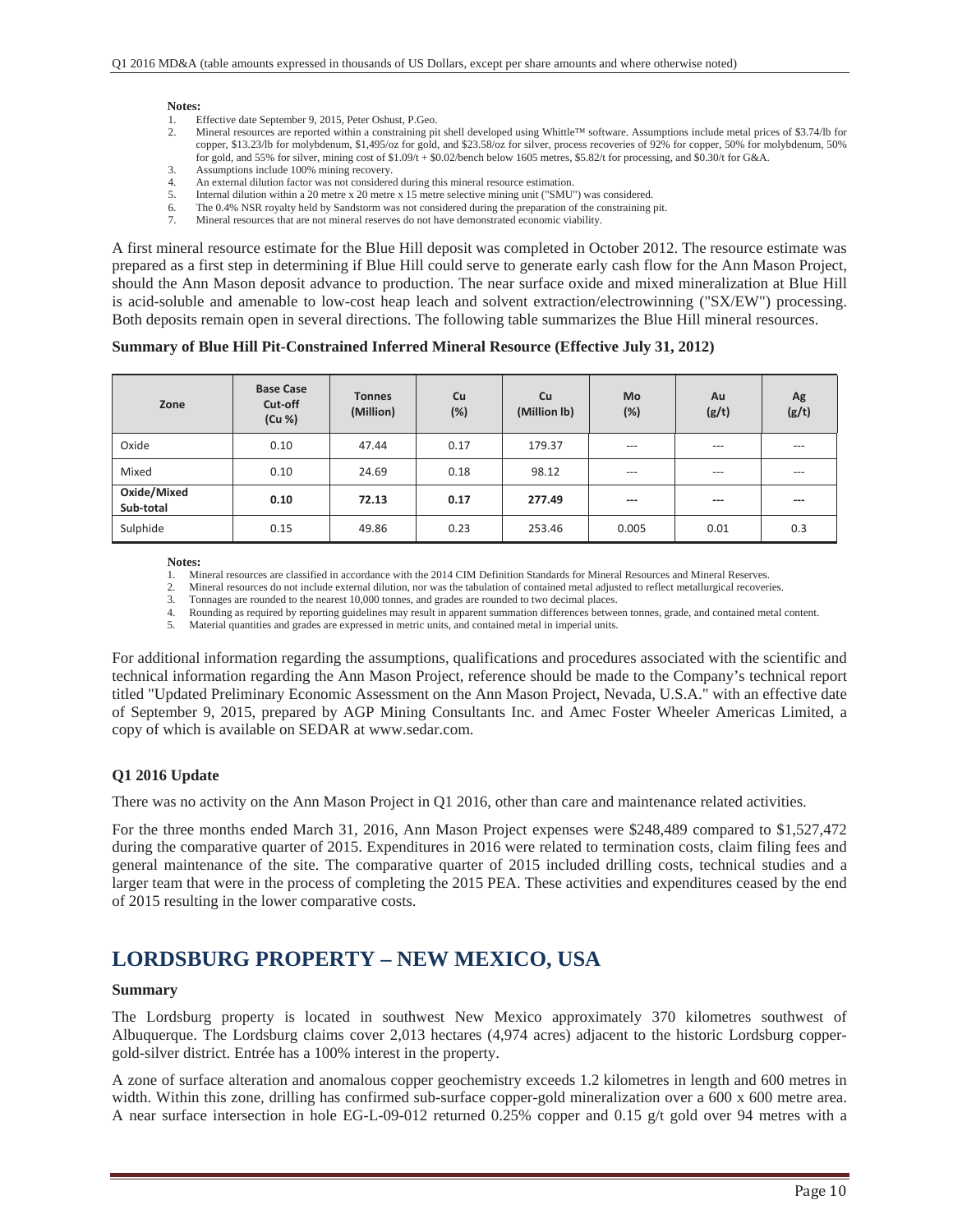**Notes:**

1. Effective date September 9, 2015, Peter Oshust, P.Geo.
2. Mineral resources are reported within a constraining pit shell developed using Whittle™ software. Assumptions include metal prices of $3.74/lb for copper, $13.23/lb for molybdenum, $1,495/oz for gold, and $23.58/oz for silver, process recoveries of 92% for copper, 50% for molybdenum, 50% for gold, and 55% for silver, mining cost of $1.09/t + $0.02/bench below 1605 metres, $5.82/t for processing, and $0.30/t for G&A.
3. Assumptions include 100% mining recovery.
4. An external dilution factor was not considered during this mineral resource estimation.
5. Internal dilution within a 20 metre x 20 metre x 15 metre selective mining unit ("SMU") was considered.
6. The 0.4% NSR royalty held by Sandstorm was not considered during the preparation of the constraining pit.
7. Mineral resources that are not mineral reserves do not have demonstrated economic viability.

A first mineral resource estimate for the Blue Hill deposit was completed in October 2012. The resource estimate was prepared as a first step in determining if Blue Hill could serve to generate early cash flow for the Ann Mason Project, should the Ann Mason deposit advance to production. The near surface oxide and mixed mineralization at Blue Hill is acid-soluble and amenable to low-cost heap leach and solvent extraction/electrowinning ("SX/EW") processing. Both deposits remain open in several directions. The following table summarizes the Blue Hill mineral resources.

**Summary of Blue Hill Pit-Constrained Inferred Mineral Resource (Effective July 31, 2012)**

| Zone | Base Case Cut-off (Cu %) | Tonnes (Million) | Cu (%) | Cu (Million lb) | Mo (%) | Au (g/t) | Ag (g/t) |
|---|---|---|---|---|---|---|---|
| Oxide | 0.10 | 47.44 | 0.17 | 179.37 | --- | --- | --- |
| Mixed | 0.10 | 24.69 | 0.18 | 98.12 | --- | --- | --- |
| **Oxide/Mixed Sub-total** | **0.10** | **72.13** | **0.17** | **277.49** | **---** | **---** | **---** |
| Sulphide | 0.15 | 49.86 | 0.23 | 253.46 | 0.005 | 0.01 | 0.3 |

**Notes:**

1. Mineral resources are classified in accordance with the 2014 CIM Definition Standards for Mineral Resources and Mineral Reserves.
2. Mineral resources do not include external dilution, nor was the tabulation of contained metal adjusted to reflect metallurgical recoveries.
3. Tonnages are rounded to the nearest 10,000 tonnes, and grades are rounded to two decimal places.
4. Rounding as required by reporting guidelines may result in apparent summation differences between tonnes, grade, and contained metal content.
5. Material quantities and grades are expressed in metric units, and contained metal in imperial units.

For additional information regarding the assumptions, qualifications and procedures associated with the scientific and technical information regarding the Ann Mason Project, reference should be made to the Company's technical report titled "Updated Preliminary Economic Assessment on the Ann Mason Project, Nevada, U.S.A." with an effective date of September 9, 2015, prepared by AGP Mining Consultants Inc. and Amec Foster Wheeler Americas Limited, a copy of which is available on SEDAR at www.sedar.com.

### Q1 2016 Update

There was no activity on the Ann Mason Project in Q1 2016, other than care and maintenance related activities.

For the three months ended March 31, 2016, Ann Mason Project expenses were $248,489 compared to $1,527,472 during the comparative quarter of 2015. Expenditures in 2016 were related to termination costs, claim filing fees and general maintenance of the site. The comparative quarter of 2015 included drilling costs, technical studies and a larger team that were in the process of completing the 2015 PEA. These activities and expenditures ceased by the end of 2015 resulting in the lower comparative costs.

## LORDSBURG PROPERTY – NEW MEXICO, USA

### Summary

The Lordsburg property is located in southwest New Mexico approximately 370 kilometres southwest of Albuquerque. The Lordsburg claims cover 2,013 hectares (4,974 acres) adjacent to the historic Lordsburg copper-gold-silver district. Entrée has a 100% interest in the property.

A zone of surface alteration and anomalous copper geochemistry exceeds 1.2 kilometres in length and 600 metres in width. Within this zone, drilling has confirmed sub-surface copper-gold mineralization over a 600 x 600 metre area. A near surface intersection in hole EG-L-09-012 returned 0.25% copper and 0.15 g/t gold over 94 metres with a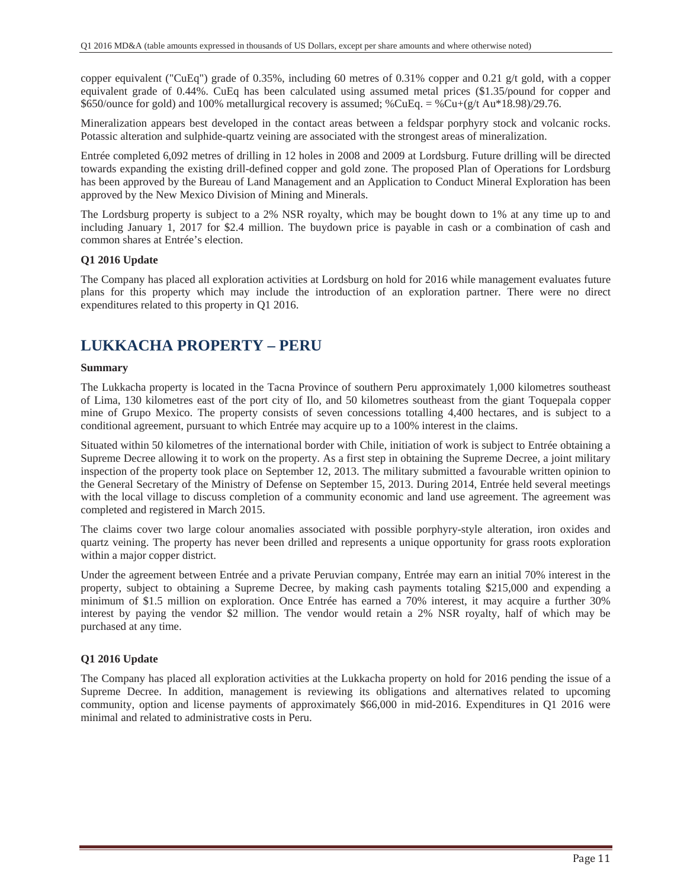copper equivalent ("CuEq") grade of 0.35%, including 60 metres of 0.31% copper and 0.21 g/t gold, with a copper equivalent grade of 0.44%. CuEq has been calculated using assumed metal prices ($1.35/pound for copper and $650/ounce for gold) and 100% metallurgical recovery is assumed; %CuEq. = %Cu+(g/t Au*18.98)/29.76.

Mineralization appears best developed in the contact areas between a feldspar porphyry stock and volcanic rocks. Potassic alteration and sulphide-quartz veining are associated with the strongest areas of mineralization.

Entrée completed 6,092 metres of drilling in 12 holes in 2008 and 2009 at Lordsburg. Future drilling will be directed towards expanding the existing drill-defined copper and gold zone. The proposed Plan of Operations for Lordsburg has been approved by the Bureau of Land Management and an Application to Conduct Mineral Exploration has been approved by the New Mexico Division of Mining and Minerals.

The Lordsburg property is subject to a 2% NSR royalty, which may be bought down to 1% at any time up to and including January 1, 2017 for $2.4 million. The buydown price is payable in cash or a combination of cash and common shares at Entrée's election.

**Q1 2016 Update**

The Company has placed all exploration activities at Lordsburg on hold for 2016 while management evaluates future plans for this property which may include the introduction of an exploration partner. There were no direct expenditures related to this property in Q1 2016.

# LUKKACHA PROPERTY – PERU

**Summary**

The Lukkacha property is located in the Tacna Province of southern Peru approximately 1,000 kilometres southeast of Lima, 130 kilometres east of the port city of Ilo, and 50 kilometres southeast from the giant Toquepala copper mine of Grupo Mexico. The property consists of seven concessions totalling 4,400 hectares, and is subject to a conditional agreement, pursuant to which Entrée may acquire up to a 100% interest in the claims.

Situated within 50 kilometres of the international border with Chile, initiation of work is subject to Entrée obtaining a Supreme Decree allowing it to work on the property. As a first step in obtaining the Supreme Decree, a joint military inspection of the property took place on September 12, 2013. The military submitted a favourable written opinion to the General Secretary of the Ministry of Defense on September 15, 2013. During 2014, Entrée held several meetings with the local village to discuss completion of a community economic and land use agreement. The agreement was completed and registered in March 2015.

The claims cover two large colour anomalies associated with possible porphyry-style alteration, iron oxides and quartz veining. The property has never been drilled and represents a unique opportunity for grass roots exploration within a major copper district.

Under the agreement between Entrée and a private Peruvian company, Entrée may earn an initial 70% interest in the property, subject to obtaining a Supreme Decree, by making cash payments totaling $215,000 and expending a minimum of $1.5 million on exploration. Once Entrée has earned a 70% interest, it may acquire a further 30% interest by paying the vendor $2 million. The vendor would retain a 2% NSR royalty, half of which may be purchased at any time.

**Q1 2016 Update**

The Company has placed all exploration activities at the Lukkacha property on hold for 2016 pending the issue of a Supreme Decree. In addition, management is reviewing its obligations and alternatives related to upcoming community, option and license payments of approximately $66,000 in mid-2016. Expenditures in Q1 2016 were minimal and related to administrative costs in Peru.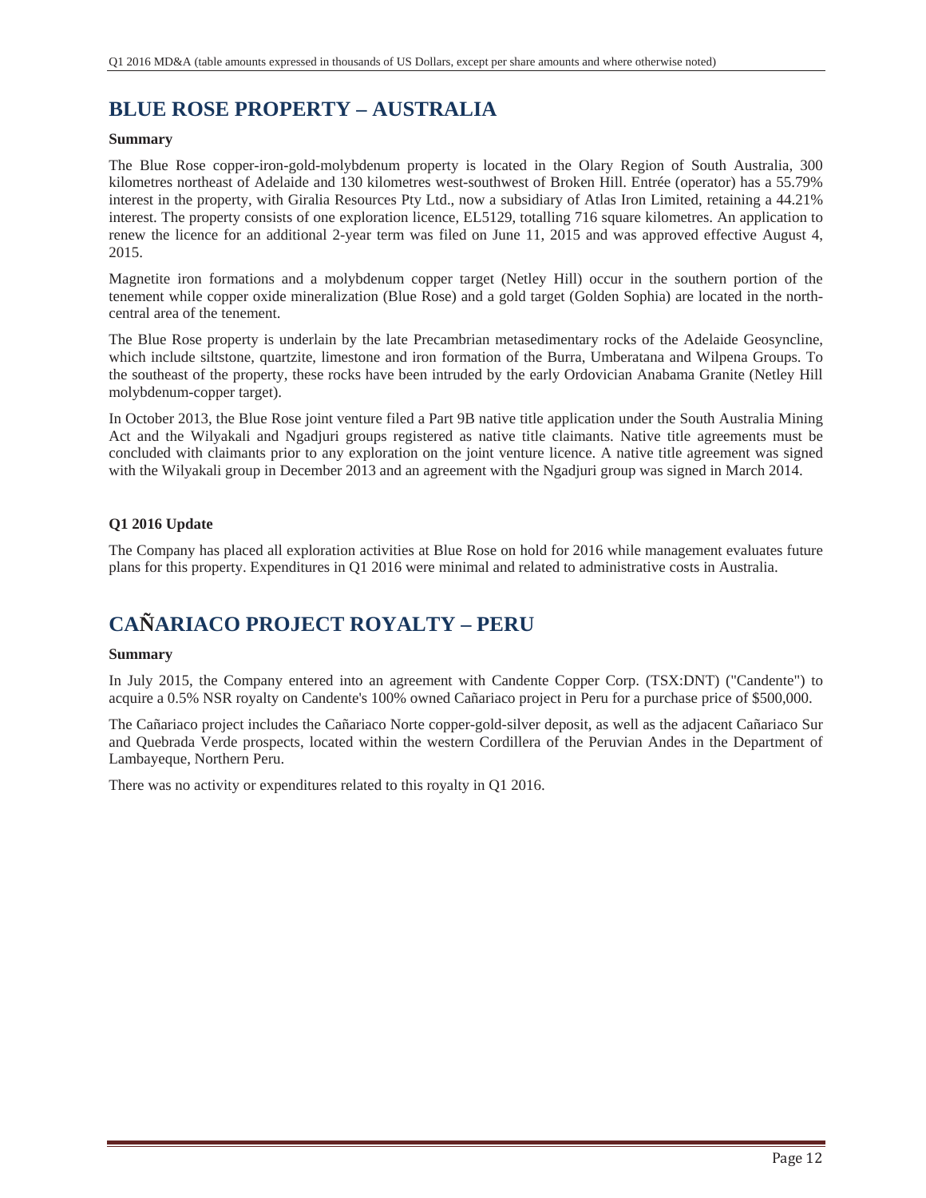## BLUE ROSE PROPERTY – AUSTRALIA

**Summary**

The Blue Rose copper-iron-gold-molybdenum property is located in the Olary Region of South Australia, 300 kilometres northeast of Adelaide and 130 kilometres west-southwest of Broken Hill. Entrée (operator) has a 55.79% interest in the property, with Giralia Resources Pty Ltd., now a subsidiary of Atlas Iron Limited, retaining a 44.21% interest. The property consists of one exploration licence, EL5129, totalling 716 square kilometres. An application to renew the licence for an additional 2-year term was filed on June 11, 2015 and was approved effective August 4, 2015.

Magnetite iron formations and a molybdenum copper target (Netley Hill) occur in the southern portion of the tenement while copper oxide mineralization (Blue Rose) and a gold target (Golden Sophia) are located in the north-central area of the tenement.

The Blue Rose property is underlain by the late Precambrian metasedimentary rocks of the Adelaide Geosyncline, which include siltstone, quartzite, limestone and iron formation of the Burra, Umberatana and Wilpena Groups. To the southeast of the property, these rocks have been intruded by the early Ordovician Anabama Granite (Netley Hill molybdenum-copper target).

In October 2013, the Blue Rose joint venture filed a Part 9B native title application under the South Australia Mining Act and the Wilyakali and Ngadjuri groups registered as native title claimants. Native title agreements must be concluded with claimants prior to any exploration on the joint venture licence. A native title agreement was signed with the Wilyakali group in December 2013 and an agreement with the Ngadjuri group was signed in March 2014.

**Q1 2016 Update**

The Company has placed all exploration activities at Blue Rose on hold for 2016 while management evaluates future plans for this property. Expenditures in Q1 2016 were minimal and related to administrative costs in Australia.

## CAÑARIACO PROJECT ROYALTY – PERU

**Summary**

In July 2015, the Company entered into an agreement with Candente Copper Corp. (TSX:DNT) ("Candente") to acquire a 0.5% NSR royalty on Candente's 100% owned Cañariaco project in Peru for a purchase price of $500,000.

The Cañariaco project includes the Cañariaco Norte copper-gold-silver deposit, as well as the adjacent Cañariaco Sur and Quebrada Verde prospects, located within the western Cordillera of the Peruvian Andes in the Department of Lambayeque, Northern Peru.

There was no activity or expenditures related to this royalty in Q1 2016.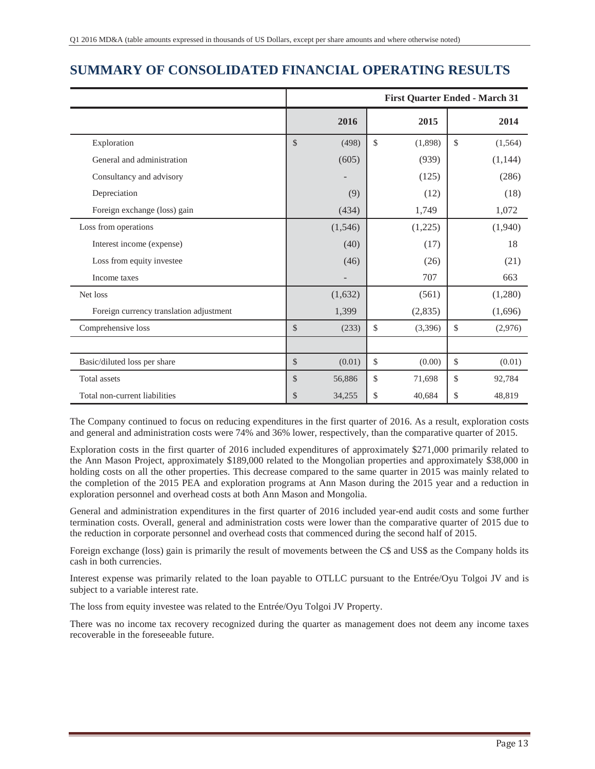# SUMMARY OF CONSOLIDATED FINANCIAL OPERATING RESULTS

| | First Quarter Ended - March 31 | | |
|---|---|---|---|
| | 2016 | 2015 | 2014 |
| Exploration | $ (498) | $ (1,898) | $ (1,564) |
| General and administration | (605) | (939) | (1,144) |
| Consultancy and advisory | - | (125) | (286) |
| Depreciation | (9) | (12) | (18) |
| Foreign exchange (loss) gain | (434) | 1,749 | 1,072 |
| Loss from operations | (1,546) | (1,225) | (1,940) |
| Interest income (expense) | (40) | (17) | 18 |
| Loss from equity investee | (46) | (26) | (21) |
| Income taxes | - | 707 | 663 |
| Net loss | (1,632) | (561) | (1,280) |
| Foreign currency translation adjustment | 1,399 | (2,835) | (1,696) |
| Comprehensive loss | $ (233) | $ (3,396) | $ (2,976) |
| | | | |
| Basic/diluted loss per share | $ (0.01) | $ (0.00) | $ (0.01) |
| Total assets | $ 56,886 | $ 71,698 | $ 92,784 |
| Total non-current liabilities | $ 34,255 | $ 40,684 | $ 48,819 |

The Company continued to focus on reducing expenditures in the first quarter of 2016. As a result, exploration costs and general and administration costs were 74% and 36% lower, respectively, than the comparative quarter of 2015.

Exploration costs in the first quarter of 2016 included expenditures of approximately $271,000 primarily related to the Ann Mason Project, approximately $189,000 related to the Mongolian properties and approximately $38,000 in holding costs on all the other properties. This decrease compared to the same quarter in 2015 was mainly related to the completion of the 2015 PEA and exploration programs at Ann Mason during the 2015 year and a reduction in exploration personnel and overhead costs at both Ann Mason and Mongolia.

General and administration expenditures in the first quarter of 2016 included year-end audit costs and some further termination costs. Overall, general and administration costs were lower than the comparative quarter of 2015 due to the reduction in corporate personnel and overhead costs that commenced during the second half of 2015.

Foreign exchange (loss) gain is primarily the result of movements between the C$ and US$ as the Company holds its cash in both currencies.

Interest expense was primarily related to the loan payable to OTLLC pursuant to the Entrée/Oyu Tolgoi JV and is subject to a variable interest rate.

The loss from equity investee was related to the Entrée/Oyu Tolgoi JV Property.

There was no income tax recovery recognized during the quarter as management does not deem any income taxes recoverable in the foreseeable future.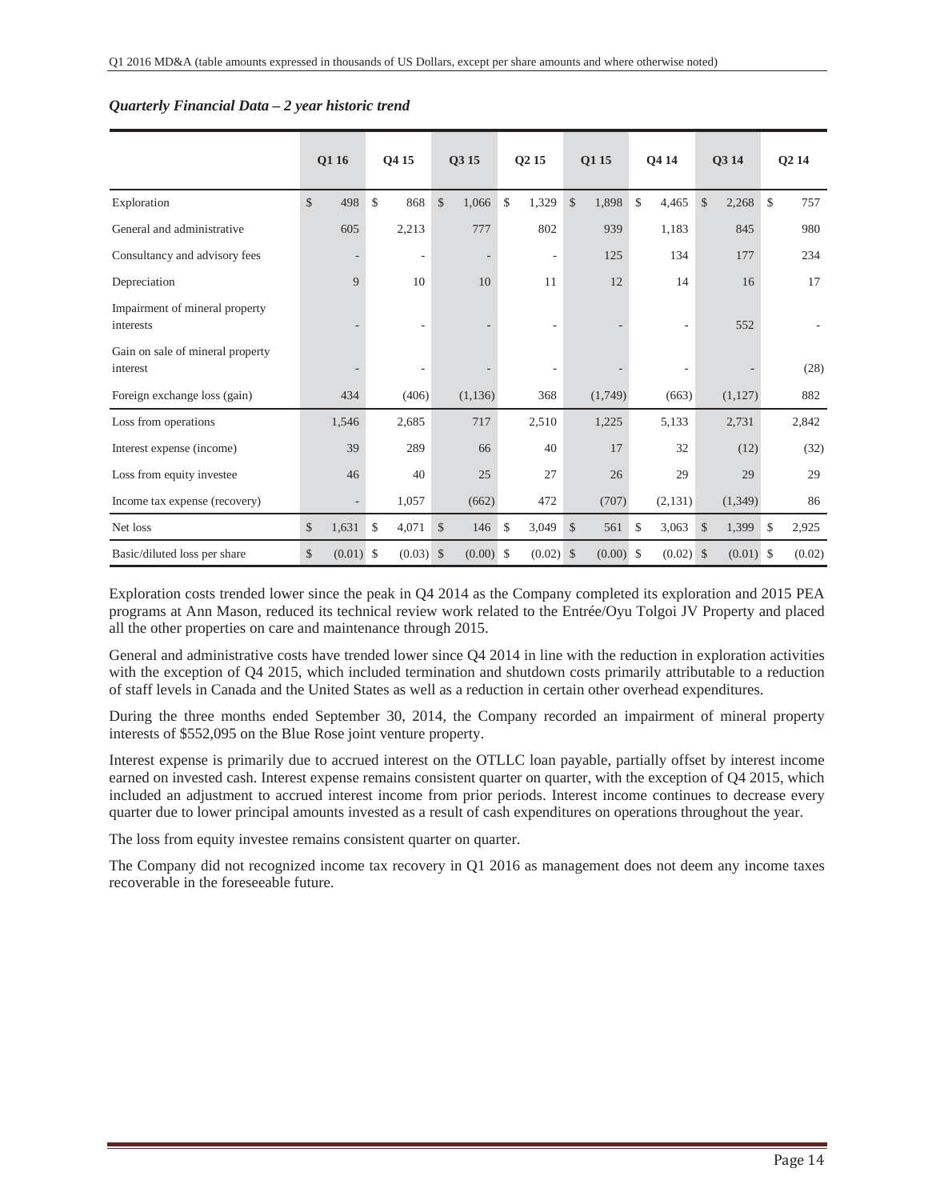*Quarterly Financial Data – 2 year historic trend*

| | Q1 16 | Q4 15 | Q3 15 | Q2 15 | Q1 15 | Q4 14 | Q3 14 | Q2 14 |
|---|---|---|---|---|---|---|---|---|
| Exploration | $ 498 | $ 868 | $ 1,066 | $ 1,329 | $ 1,898 | $ 4,465 | $ 2,268 | $ 757 |
| General and administrative | 605 | 2,213 | 777 | 802 | 939 | 1,183 | 845 | 980 |
| Consultancy and advisory fees | - | - | - | - | 125 | 134 | 177 | 234 |
| Depreciation | 9 | 10 | 10 | 11 | 12 | 14 | 16 | 17 |
| Impairment of mineral property interests | - | - | - | - | - | - | 552 | - |
| Gain on sale of mineral property interest | - | - | - | - | - | - | - | (28) |
| Foreign exchange loss (gain) | 434 | (406) | (1,136) | 368 | (1,749) | (663) | (1,127) | 882 |
| Loss from operations | 1,546 | 2,685 | 717 | 2,510 | 1,225 | 5,133 | 2,731 | 2,842 |
| Interest expense (income) | 39 | 289 | 66 | 40 | 17 | 32 | (12) | (32) |
| Loss from equity investee | 46 | 40 | 25 | 27 | 26 | 29 | 29 | 29 |
| Income tax expense (recovery) | - | 1,057 | (662) | 472 | (707) | (2,131) | (1,349) | 86 |
| Net loss | $ 1,631 | $ 4,071 | $ 146 | $ 3,049 | $ 561 | $ 3,063 | $ 1,399 | $ 2,925 |
| Basic/diluted loss per share | $ (0.01) | $ (0.03) | $ (0.00) | $ (0.02) | $ (0.00) | $ (0.02) | $ (0.01) | $ (0.02) |

Exploration costs trended lower since the peak in Q4 2014 as the Company completed its exploration and 2015 PEA programs at Ann Mason, reduced its technical review work related to the Entrée/Oyu Tolgoi JV Property and placed all the other properties on care and maintenance through 2015.

General and administrative costs have trended lower since Q4 2014 in line with the reduction in exploration activities with the exception of Q4 2015, which included termination and shutdown costs primarily attributable to a reduction of staff levels in Canada and the United States as well as a reduction in certain other overhead expenditures.

During the three months ended September 30, 2014, the Company recorded an impairment of mineral property interests of $552,095 on the Blue Rose joint venture property.

Interest expense is primarily due to accrued interest on the OTLLC loan payable, partially offset by interest income earned on invested cash. Interest expense remains consistent quarter on quarter, with the exception of Q4 2015, which included an adjustment to accrued interest income from prior periods. Interest income continues to decrease every quarter due to lower principal amounts invested as a result of cash expenditures on operations throughout the year.

The loss from equity investee remains consistent quarter on quarter.

The Company did not recognized income tax recovery in Q1 2016 as management does not deem any income taxes recoverable in the foreseeable future.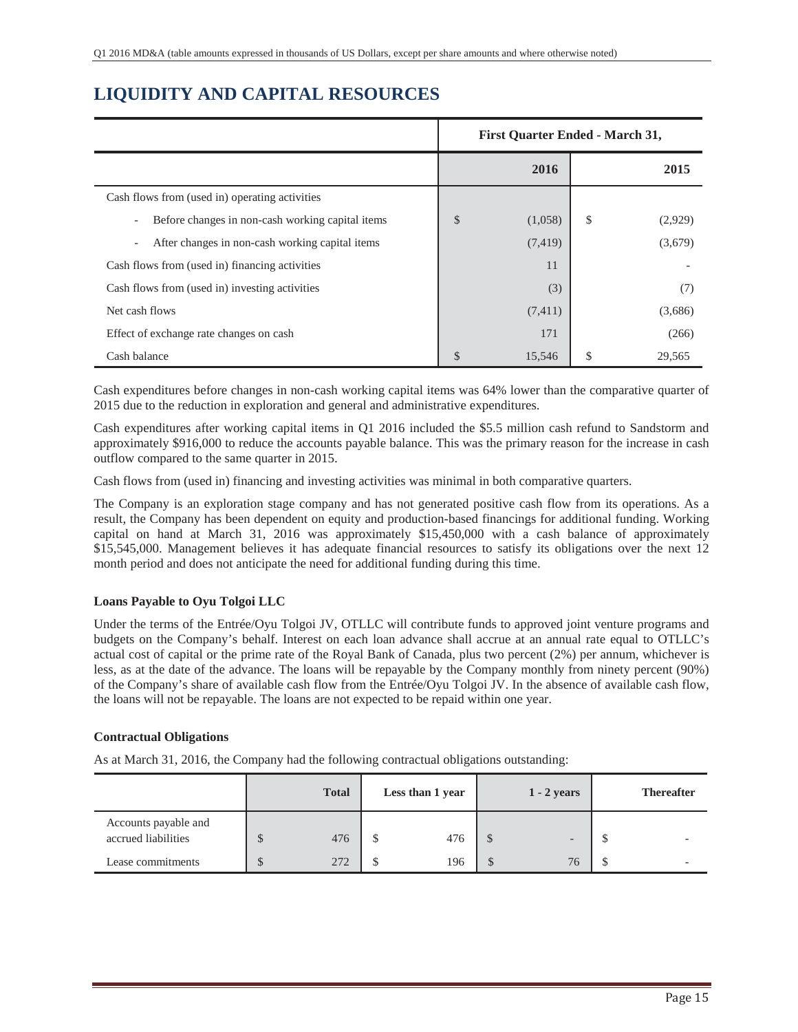# LIQUIDITY AND CAPITAL RESOURCES

| | First Quarter Ended - March 31, | |
|---|---|---|
| | 2016 | 2015 |
| Cash flows from (used in) operating activities | | |
| - Before changes in non-cash working capital items | $ (1,058) | $ (2,929) |
| - After changes in non-cash working capital items | (7,419) | (3,679) |
| Cash flows from (used in) financing activities | 11 | - |
| Cash flows from (used in) investing activities | (3) | (7) |
| Net cash flows | (7,411) | (3,686) |
| Effect of exchange rate changes on cash | 171 | (266) |
| Cash balance | $ 15,546 | $ 29,565 |

Cash expenditures before changes in non-cash working capital items was 64% lower than the comparative quarter of 2015 due to the reduction in exploration and general and administrative expenditures.

Cash expenditures after working capital items in Q1 2016 included the $5.5 million cash refund to Sandstorm and approximately $916,000 to reduce the accounts payable balance. This was the primary reason for the increase in cash outflow compared to the same quarter in 2015.

Cash flows from (used in) financing and investing activities was minimal in both comparative quarters.

The Company is an exploration stage company and has not generated positive cash flow from its operations. As a result, the Company has been dependent on equity and production-based financings for additional funding. Working capital on hand at March 31, 2016 was approximately $15,450,000 with a cash balance of approximately $15,545,000. Management believes it has adequate financial resources to satisfy its obligations over the next 12 month period and does not anticipate the need for additional funding during this time.

**Loans Payable to Oyu Tolgoi LLC**

Under the terms of the Entrée/Oyu Tolgoi JV, OTLLC will contribute funds to approved joint venture programs and budgets on the Company's behalf. Interest on each loan advance shall accrue at an annual rate equal to OTLLC's actual cost of capital or the prime rate of the Royal Bank of Canada, plus two percent (2%) per annum, whichever is less, as at the date of the advance. The loans will be repayable by the Company monthly from ninety percent (90%) of the Company's share of available cash flow from the Entrée/Oyu Tolgoi JV. In the absence of available cash flow, the loans will not be repayable. The loans are not expected to be repaid within one year.

**Contractual Obligations**

As at March 31, 2016, the Company had the following contractual obligations outstanding:

| | Total | Less than 1 year | 1 - 2 years | Thereafter |
|---|---|---|---|---|
| Accounts payable and accrued liabilities | $ 476 | $ 476 | $ - | $ - |
| Lease commitments | $ 272 | $ 196 | $ 76 | $ - |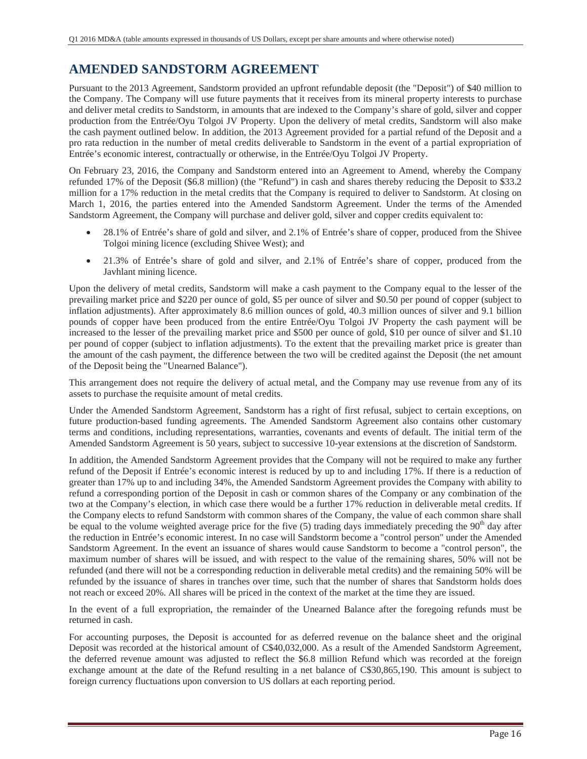## AMENDED SANDSTORM AGREEMENT

Pursuant to the 2013 Agreement, Sandstorm provided an upfront refundable deposit (the "Deposit") of $40 million to the Company. The Company will use future payments that it receives from its mineral property interests to purchase and deliver metal credits to Sandstorm, in amounts that are indexed to the Company's share of gold, silver and copper production from the Entrée/Oyu Tolgoi JV Property. Upon the delivery of metal credits, Sandstorm will also make the cash payment outlined below. In addition, the 2013 Agreement provided for a partial refund of the Deposit and a pro rata reduction in the number of metal credits deliverable to Sandstorm in the event of a partial expropriation of Entrée's economic interest, contractually or otherwise, in the Entrée/Oyu Tolgoi JV Property.

On February 23, 2016, the Company and Sandstorm entered into an Agreement to Amend, whereby the Company refunded 17% of the Deposit ($6.8 million) (the "Refund") in cash and shares thereby reducing the Deposit to $33.2 million for a 17% reduction in the metal credits that the Company is required to deliver to Sandstorm. At closing on March 1, 2016, the parties entered into the Amended Sandstorm Agreement. Under the terms of the Amended Sandstorm Agreement, the Company will purchase and deliver gold, silver and copper credits equivalent to:

- 28.1% of Entrée's share of gold and silver, and 2.1% of Entrée's share of copper, produced from the Shivee Tolgoi mining licence (excluding Shivee West); and
- 21.3% of Entrée's share of gold and silver, and 2.1% of Entrée's share of copper, produced from the Javhlant mining licence.

Upon the delivery of metal credits, Sandstorm will make a cash payment to the Company equal to the lesser of the prevailing market price and $220 per ounce of gold, $5 per ounce of silver and $0.50 per pound of copper (subject to inflation adjustments). After approximately 8.6 million ounces of gold, 40.3 million ounces of silver and 9.1 billion pounds of copper have been produced from the entire Entrée/Oyu Tolgoi JV Property the cash payment will be increased to the lesser of the prevailing market price and $500 per ounce of gold, $10 per ounce of silver and $1.10 per pound of copper (subject to inflation adjustments). To the extent that the prevailing market price is greater than the amount of the cash payment, the difference between the two will be credited against the Deposit (the net amount of the Deposit being the "Unearned Balance").

This arrangement does not require the delivery of actual metal, and the Company may use revenue from any of its assets to purchase the requisite amount of metal credits.

Under the Amended Sandstorm Agreement, Sandstorm has a right of first refusal, subject to certain exceptions, on future production-based funding agreements. The Amended Sandstorm Agreement also contains other customary terms and conditions, including representations, warranties, covenants and events of default. The initial term of the Amended Sandstorm Agreement is 50 years, subject to successive 10-year extensions at the discretion of Sandstorm.

In addition, the Amended Sandstorm Agreement provides that the Company will not be required to make any further refund of the Deposit if Entrée's economic interest is reduced by up to and including 17%. If there is a reduction of greater than 17% up to and including 34%, the Amended Sandstorm Agreement provides the Company with ability to refund a corresponding portion of the Deposit in cash or common shares of the Company or any combination of the two at the Company's election, in which case there would be a further 17% reduction in deliverable metal credits. If the Company elects to refund Sandstorm with common shares of the Company, the value of each common share shall be equal to the volume weighted average price for the five (5) trading days immediately preceding the 90th day after the reduction in Entrée's economic interest. In no case will Sandstorm become a "control person" under the Amended Sandstorm Agreement. In the event an issuance of shares would cause Sandstorm to become a "control person", the maximum number of shares will be issued, and with respect to the value of the remaining shares, 50% will not be refunded (and there will not be a corresponding reduction in deliverable metal credits) and the remaining 50% will be refunded by the issuance of shares in tranches over time, such that the number of shares that Sandstorm holds does not reach or exceed 20%. All shares will be priced in the context of the market at the time they are issued.

In the event of a full expropriation, the remainder of the Unearned Balance after the foregoing refunds must be returned in cash.

For accounting purposes, the Deposit is accounted for as deferred revenue on the balance sheet and the original Deposit was recorded at the historical amount of C$40,032,000. As a result of the Amended Sandstorm Agreement, the deferred revenue amount was adjusted to reflect the $6.8 million Refund which was recorded at the foreign exchange amount at the date of the Refund resulting in a net balance of C$30,865,190. This amount is subject to foreign currency fluctuations upon conversion to US dollars at each reporting period.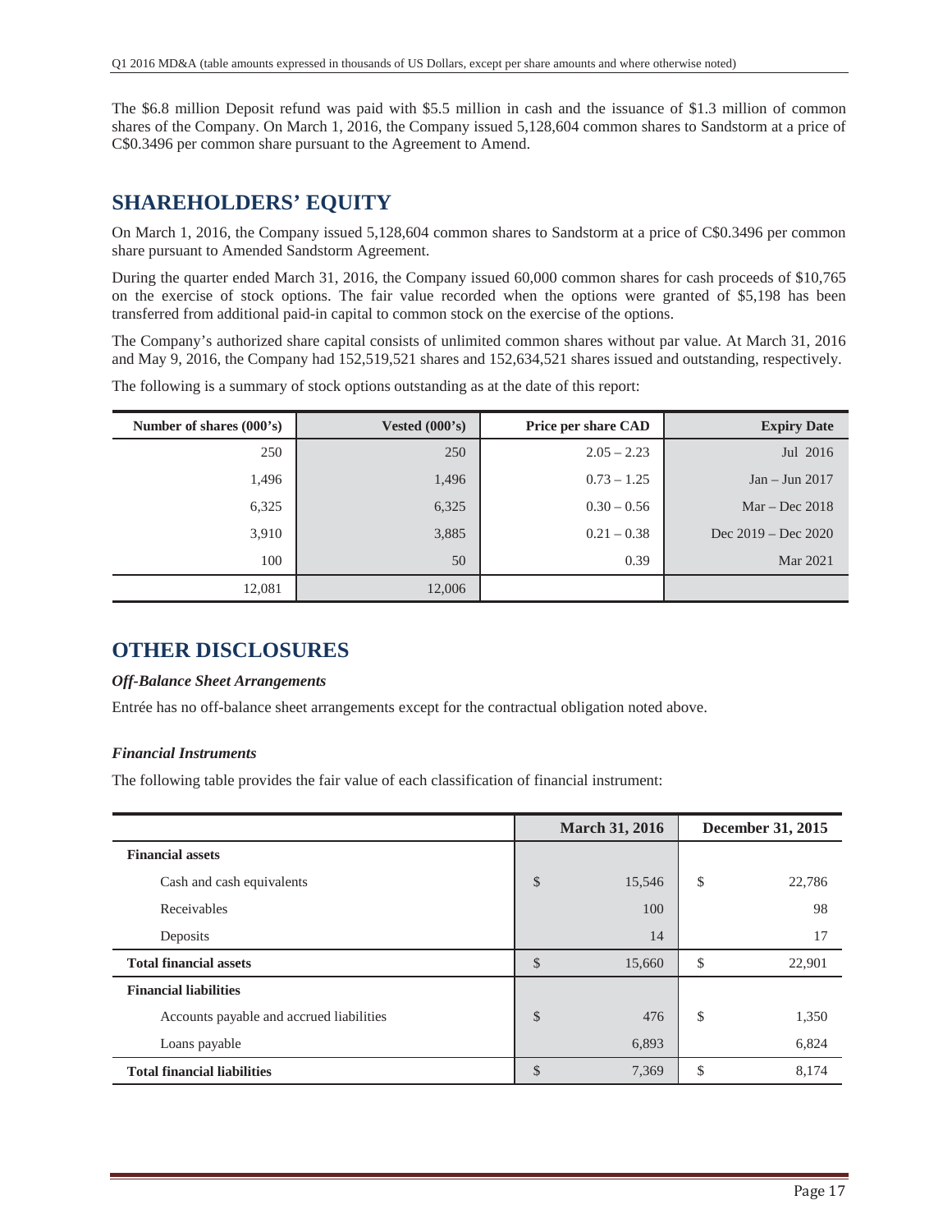The $6.8 million Deposit refund was paid with $5.5 million in cash and the issuance of $1.3 million of common shares of the Company. On March 1, 2016, the Company issued 5,128,604 common shares to Sandstorm at a price of C$0.3496 per common share pursuant to the Agreement to Amend.

## SHAREHOLDERS' EQUITY

On March 1, 2016, the Company issued 5,128,604 common shares to Sandstorm at a price of C$0.3496 per common share pursuant to Amended Sandstorm Agreement.

During the quarter ended March 31, 2016, the Company issued 60,000 common shares for cash proceeds of $10,765 on the exercise of stock options. The fair value recorded when the options were granted of $5,198 has been transferred from additional paid-in capital to common stock on the exercise of the options.

The Company's authorized share capital consists of unlimited common shares without par value. At March 31, 2016 and May 9, 2016, the Company had 152,519,521 shares and 152,634,521 shares issued and outstanding, respectively.

The following is a summary of stock options outstanding as at the date of this report:

| Number of shares (000's) | Vested (000's) | Price per share CAD | Expiry Date |
|---|---|---|---|
| 250 | 250 | 2.05 – 2.23 | Jul 2016 |
| 1,496 | 1,496 | 0.73 – 1.25 | Jan – Jun 2017 |
| 6,325 | 6,325 | 0.30 – 0.56 | Mar – Dec 2018 |
| 3,910 | 3,885 | 0.21 – 0.38 | Dec 2019 – Dec 2020 |
| 100 | 50 | 0.39 | Mar 2021 |
| 12,081 | 12,006 | | |

## OTHER DISCLOSURES

### *Off-Balance Sheet Arrangements*

Entrée has no off-balance sheet arrangements except for the contractual obligation noted above.

### *Financial Instruments*

The following table provides the fair value of each classification of financial instrument:

| | March 31, 2016 | December 31, 2015 |
|---|---|---|
| **Financial assets** | | |
| Cash and cash equivalents | $ 15,546 | $ 22,786 |
| Receivables | 100 | 98 |
| Deposits | 14 | 17 |
| **Total financial assets** | $ 15,660 | $ 22,901 |
| **Financial liabilities** | | |
| Accounts payable and accrued liabilities | $ 476 | $ 1,350 |
| Loans payable | 6,893 | 6,824 |
| **Total financial liabilities** | $ 7,369 | $ 8,174 |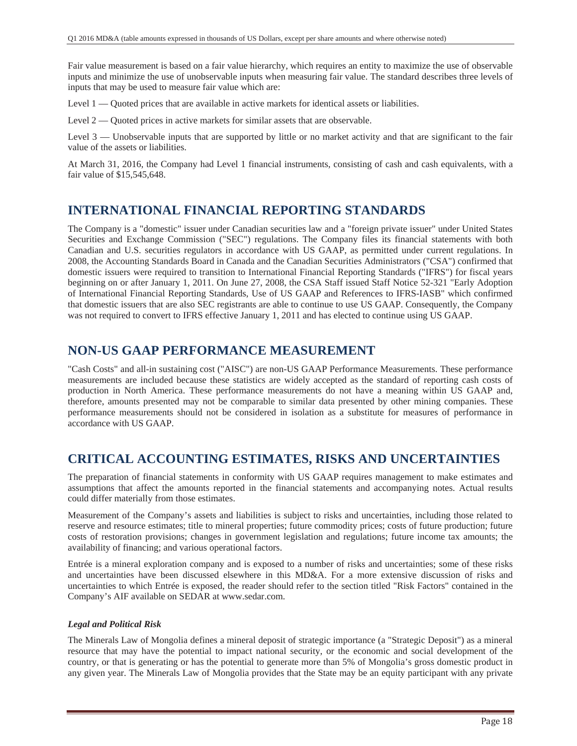Fair value measurement is based on a fair value hierarchy, which requires an entity to maximize the use of observable inputs and minimize the use of unobservable inputs when measuring fair value. The standard describes three levels of inputs that may be used to measure fair value which are:

Level 1 — Quoted prices that are available in active markets for identical assets or liabilities.

Level 2 — Quoted prices in active markets for similar assets that are observable.

Level 3 — Unobservable inputs that are supported by little or no market activity and that are significant to the fair value of the assets or liabilities.

At March 31, 2016, the Company had Level 1 financial instruments, consisting of cash and cash equivalents, with a fair value of $15,545,648.

## INTERNATIONAL FINANCIAL REPORTING STANDARDS

The Company is a "domestic" issuer under Canadian securities law and a "foreign private issuer" under United States Securities and Exchange Commission ("SEC") regulations. The Company files its financial statements with both Canadian and U.S. securities regulators in accordance with US GAAP, as permitted under current regulations. In 2008, the Accounting Standards Board in Canada and the Canadian Securities Administrators ("CSA") confirmed that domestic issuers were required to transition to International Financial Reporting Standards ("IFRS") for fiscal years beginning on or after January 1, 2011. On June 27, 2008, the CSA Staff issued Staff Notice 52-321 "Early Adoption of International Financial Reporting Standards, Use of US GAAP and References to IFRS-IASB" which confirmed that domestic issuers that are also SEC registrants are able to continue to use US GAAP. Consequently, the Company was not required to convert to IFRS effective January 1, 2011 and has elected to continue using US GAAP.

## NON-US GAAP PERFORMANCE MEASUREMENT

"Cash Costs" and all-in sustaining cost ("AISC") are non-US GAAP Performance Measurements. These performance measurements are included because these statistics are widely accepted as the standard of reporting cash costs of production in North America. These performance measurements do not have a meaning within US GAAP and, therefore, amounts presented may not be comparable to similar data presented by other mining companies. These performance measurements should not be considered in isolation as a substitute for measures of performance in accordance with US GAAP.

## CRITICAL ACCOUNTING ESTIMATES, RISKS AND UNCERTAINTIES

The preparation of financial statements in conformity with US GAAP requires management to make estimates and assumptions that affect the amounts reported in the financial statements and accompanying notes. Actual results could differ materially from those estimates.

Measurement of the Company's assets and liabilities is subject to risks and uncertainties, including those related to reserve and resource estimates; title to mineral properties; future commodity prices; costs of future production; future costs of restoration provisions; changes in government legislation and regulations; future income tax amounts; the availability of financing; and various operational factors.

Entrée is a mineral exploration company and is exposed to a number of risks and uncertainties; some of these risks and uncertainties have been discussed elsewhere in this MD&A. For a more extensive discussion of risks and uncertainties to which Entrée is exposed, the reader should refer to the section titled "Risk Factors" contained in the Company's AIF available on SEDAR at www.sedar.com.

### *Legal and Political Risk*

The Minerals Law of Mongolia defines a mineral deposit of strategic importance (a "Strategic Deposit") as a mineral resource that may have the potential to impact national security, or the economic and social development of the country, or that is generating or has the potential to generate more than 5% of Mongolia's gross domestic product in any given year. The Minerals Law of Mongolia provides that the State may be an equity participant with any private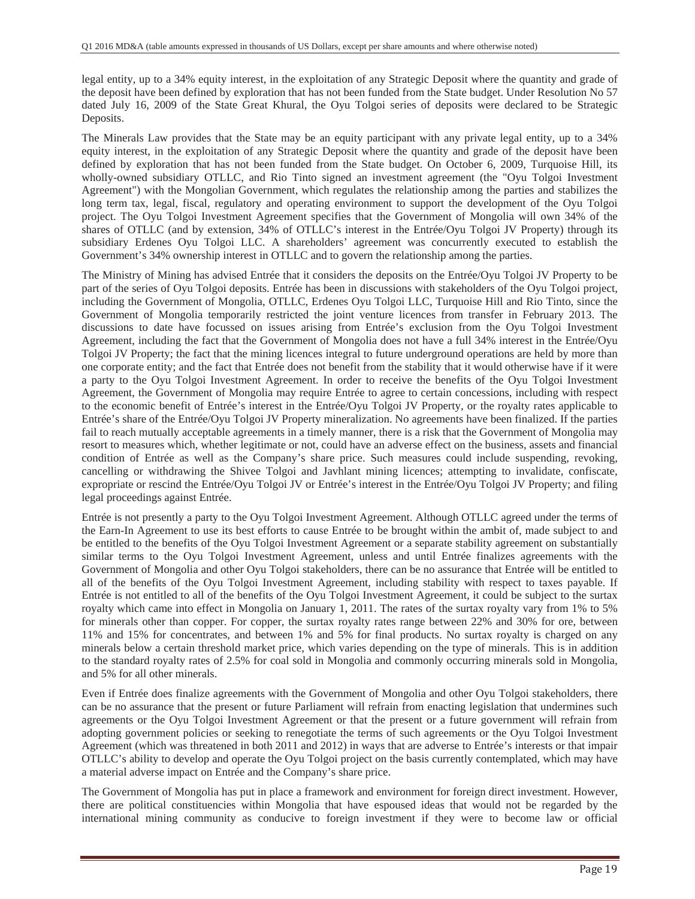legal entity, up to a 34% equity interest, in the exploitation of any Strategic Deposit where the quantity and grade of the deposit have been defined by exploration that has not been funded from the State budget. Under Resolution No 57 dated July 16, 2009 of the State Great Khural, the Oyu Tolgoi series of deposits were declared to be Strategic Deposits.

The Minerals Law provides that the State may be an equity participant with any private legal entity, up to a 34% equity interest, in the exploitation of any Strategic Deposit where the quantity and grade of the deposit have been defined by exploration that has not been funded from the State budget. On October 6, 2009, Turquoise Hill, its wholly-owned subsidiary OTLLC, and Rio Tinto signed an investment agreement (the "Oyu Tolgoi Investment Agreement") with the Mongolian Government, which regulates the relationship among the parties and stabilizes the long term tax, legal, fiscal, regulatory and operating environment to support the development of the Oyu Tolgoi project. The Oyu Tolgoi Investment Agreement specifies that the Government of Mongolia will own 34% of the shares of OTLLC (and by extension, 34% of OTLLC's interest in the Entrée/Oyu Tolgoi JV Property) through its subsidiary Erdenes Oyu Tolgoi LLC. A shareholders' agreement was concurrently executed to establish the Government's 34% ownership interest in OTLLC and to govern the relationship among the parties.

The Ministry of Mining has advised Entrée that it considers the deposits on the Entrée/Oyu Tolgoi JV Property to be part of the series of Oyu Tolgoi deposits. Entrée has been in discussions with stakeholders of the Oyu Tolgoi project, including the Government of Mongolia, OTLLC, Erdenes Oyu Tolgoi LLC, Turquoise Hill and Rio Tinto, since the Government of Mongolia temporarily restricted the joint venture licences from transfer in February 2013. The discussions to date have focussed on issues arising from Entrée's exclusion from the Oyu Tolgoi Investment Agreement, including the fact that the Government of Mongolia does not have a full 34% interest in the Entrée/Oyu Tolgoi JV Property; the fact that the mining licences integral to future underground operations are held by more than one corporate entity; and the fact that Entrée does not benefit from the stability that it would otherwise have if it were a party to the Oyu Tolgoi Investment Agreement. In order to receive the benefits of the Oyu Tolgoi Investment Agreement, the Government of Mongolia may require Entrée to agree to certain concessions, including with respect to the economic benefit of Entrée's interest in the Entrée/Oyu Tolgoi JV Property, or the royalty rates applicable to Entrée's share of the Entrée/Oyu Tolgoi JV Property mineralization. No agreements have been finalized. If the parties fail to reach mutually acceptable agreements in a timely manner, there is a risk that the Government of Mongolia may resort to measures which, whether legitimate or not, could have an adverse effect on the business, assets and financial condition of Entrée as well as the Company's share price. Such measures could include suspending, revoking, cancelling or withdrawing the Shivee Tolgoi and Javhlant mining licences; attempting to invalidate, confiscate, expropriate or rescind the Entrée/Oyu Tolgoi JV or Entrée's interest in the Entrée/Oyu Tolgoi JV Property; and filing legal proceedings against Entrée.

Entrée is not presently a party to the Oyu Tolgoi Investment Agreement. Although OTLLC agreed under the terms of the Earn-In Agreement to use its best efforts to cause Entrée to be brought within the ambit of, made subject to and be entitled to the benefits of the Oyu Tolgoi Investment Agreement or a separate stability agreement on substantially similar terms to the Oyu Tolgoi Investment Agreement, unless and until Entrée finalizes agreements with the Government of Mongolia and other Oyu Tolgoi stakeholders, there can be no assurance that Entrée will be entitled to all of the benefits of the Oyu Tolgoi Investment Agreement, including stability with respect to taxes payable. If Entrée is not entitled to all of the benefits of the Oyu Tolgoi Investment Agreement, it could be subject to the surtax royalty which came into effect in Mongolia on January 1, 2011. The rates of the surtax royalty vary from 1% to 5% for minerals other than copper. For copper, the surtax royalty rates range between 22% and 30% for ore, between 11% and 15% for concentrates, and between 1% and 5% for final products. No surtax royalty is charged on any minerals below a certain threshold market price, which varies depending on the type of minerals. This is in addition to the standard royalty rates of 2.5% for coal sold in Mongolia and commonly occurring minerals sold in Mongolia, and 5% for all other minerals.

Even if Entrée does finalize agreements with the Government of Mongolia and other Oyu Tolgoi stakeholders, there can be no assurance that the present or future Parliament will refrain from enacting legislation that undermines such agreements or the Oyu Tolgoi Investment Agreement or that the present or a future government will refrain from adopting government policies or seeking to renegotiate the terms of such agreements or the Oyu Tolgoi Investment Agreement (which was threatened in both 2011 and 2012) in ways that are adverse to Entrée's interests or that impair OTLLC's ability to develop and operate the Oyu Tolgoi project on the basis currently contemplated, which may have a material adverse impact on Entrée and the Company's share price.

The Government of Mongolia has put in place a framework and environment for foreign direct investment. However, there are political constituencies within Mongolia that have espoused ideas that would not be regarded by the international mining community as conducive to foreign investment if they were to become law or official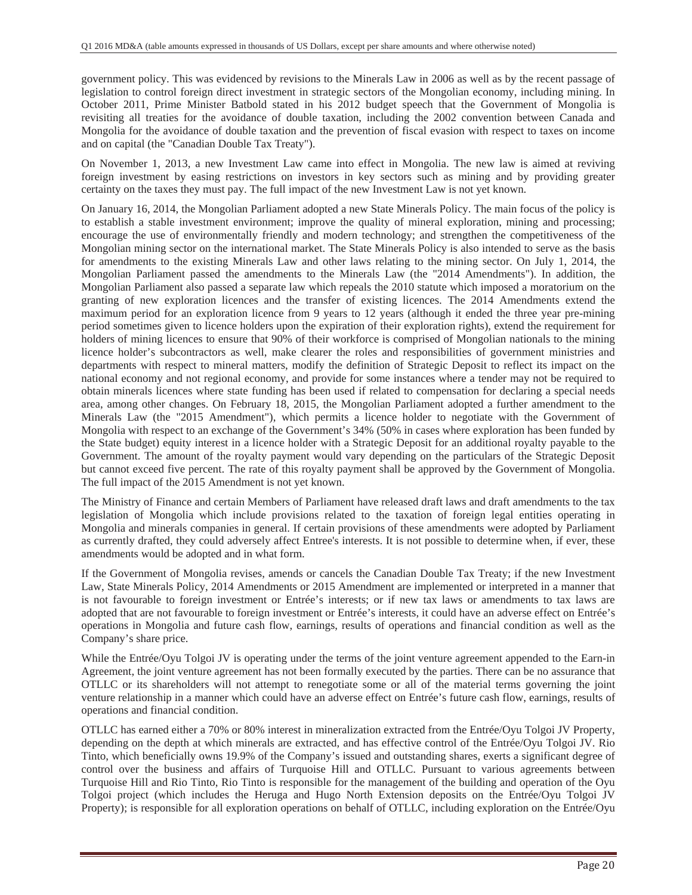government policy. This was evidenced by revisions to the Minerals Law in 2006 as well as by the recent passage of legislation to control foreign direct investment in strategic sectors of the Mongolian economy, including mining. In October 2011, Prime Minister Batbold stated in his 2012 budget speech that the Government of Mongolia is revisiting all treaties for the avoidance of double taxation, including the 2002 convention between Canada and Mongolia for the avoidance of double taxation and the prevention of fiscal evasion with respect to taxes on income and on capital (the "Canadian Double Tax Treaty").

On November 1, 2013, a new Investment Law came into effect in Mongolia. The new law is aimed at reviving foreign investment by easing restrictions on investors in key sectors such as mining and by providing greater certainty on the taxes they must pay. The full impact of the new Investment Law is not yet known.

On January 16, 2014, the Mongolian Parliament adopted a new State Minerals Policy. The main focus of the policy is to establish a stable investment environment; improve the quality of mineral exploration, mining and processing; encourage the use of environmentally friendly and modern technology; and strengthen the competitiveness of the Mongolian mining sector on the international market. The State Minerals Policy is also intended to serve as the basis for amendments to the existing Minerals Law and other laws relating to the mining sector. On July 1, 2014, the Mongolian Parliament passed the amendments to the Minerals Law (the "2014 Amendments"). In addition, the Mongolian Parliament also passed a separate law which repeals the 2010 statute which imposed a moratorium on the granting of new exploration licences and the transfer of existing licences. The 2014 Amendments extend the maximum period for an exploration licence from 9 years to 12 years (although it ended the three year pre-mining period sometimes given to licence holders upon the expiration of their exploration rights), extend the requirement for holders of mining licences to ensure that 90% of their workforce is comprised of Mongolian nationals to the mining licence holder's subcontractors as well, make clearer the roles and responsibilities of government ministries and departments with respect to mineral matters, modify the definition of Strategic Deposit to reflect its impact on the national economy and not regional economy, and provide for some instances where a tender may not be required to obtain minerals licences where state funding has been used if related to compensation for declaring a special needs area, among other changes. On February 18, 2015, the Mongolian Parliament adopted a further amendment to the Minerals Law (the "2015 Amendment"), which permits a licence holder to negotiate with the Government of Mongolia with respect to an exchange of the Government's 34% (50% in cases where exploration has been funded by the State budget) equity interest in a licence holder with a Strategic Deposit for an additional royalty payable to the Government. The amount of the royalty payment would vary depending on the particulars of the Strategic Deposit but cannot exceed five percent. The rate of this royalty payment shall be approved by the Government of Mongolia. The full impact of the 2015 Amendment is not yet known.

The Ministry of Finance and certain Members of Parliament have released draft laws and draft amendments to the tax legislation of Mongolia which include provisions related to the taxation of foreign legal entities operating in Mongolia and minerals companies in general. If certain provisions of these amendments were adopted by Parliament as currently drafted, they could adversely affect Entree's interests. It is not possible to determine when, if ever, these amendments would be adopted and in what form.

If the Government of Mongolia revises, amends or cancels the Canadian Double Tax Treaty; if the new Investment Law, State Minerals Policy, 2014 Amendments or 2015 Amendment are implemented or interpreted in a manner that is not favourable to foreign investment or Entrée's interests; or if new tax laws or amendments to tax laws are adopted that are not favourable to foreign investment or Entrée's interests, it could have an adverse effect on Entrée's operations in Mongolia and future cash flow, earnings, results of operations and financial condition as well as the Company's share price.

While the Entrée/Oyu Tolgoi JV is operating under the terms of the joint venture agreement appended to the Earn-in Agreement, the joint venture agreement has not been formally executed by the parties. There can be no assurance that OTLLC or its shareholders will not attempt to renegotiate some or all of the material terms governing the joint venture relationship in a manner which could have an adverse effect on Entrée's future cash flow, earnings, results of operations and financial condition.

OTLLC has earned either a 70% or 80% interest in mineralization extracted from the Entrée/Oyu Tolgoi JV Property, depending on the depth at which minerals are extracted, and has effective control of the Entrée/Oyu Tolgoi JV. Rio Tinto, which beneficially owns 19.9% of the Company's issued and outstanding shares, exerts a significant degree of control over the business and affairs of Turquoise Hill and OTLLC. Pursuant to various agreements between Turquoise Hill and Rio Tinto, Rio Tinto is responsible for the management of the building and operation of the Oyu Tolgoi project (which includes the Heruga and Hugo North Extension deposits on the Entrée/Oyu Tolgoi JV Property); is responsible for all exploration operations on behalf of OTLLC, including exploration on the Entrée/Oyu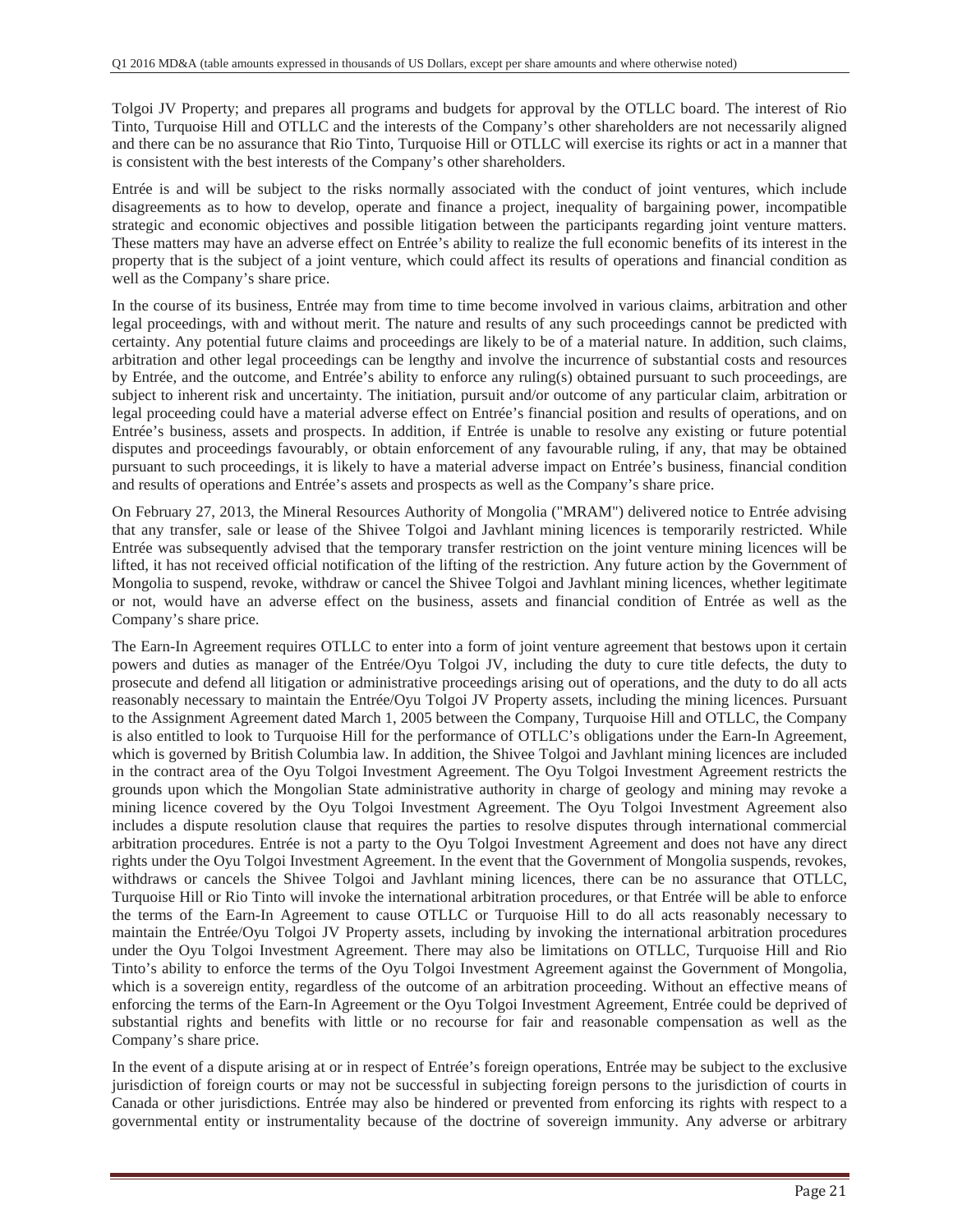Tolgoi JV Property; and prepares all programs and budgets for approval by the OTLLC board. The interest of Rio Tinto, Turquoise Hill and OTLLC and the interests of the Company's other shareholders are not necessarily aligned and there can be no assurance that Rio Tinto, Turquoise Hill or OTLLC will exercise its rights or act in a manner that is consistent with the best interests of the Company's other shareholders.

Entrée is and will be subject to the risks normally associated with the conduct of joint ventures, which include disagreements as to how to develop, operate and finance a project, inequality of bargaining power, incompatible strategic and economic objectives and possible litigation between the participants regarding joint venture matters. These matters may have an adverse effect on Entrée's ability to realize the full economic benefits of its interest in the property that is the subject of a joint venture, which could affect its results of operations and financial condition as well as the Company's share price.

In the course of its business, Entrée may from time to time become involved in various claims, arbitration and other legal proceedings, with and without merit. The nature and results of any such proceedings cannot be predicted with certainty. Any potential future claims and proceedings are likely to be of a material nature. In addition, such claims, arbitration and other legal proceedings can be lengthy and involve the incurrence of substantial costs and resources by Entrée, and the outcome, and Entrée's ability to enforce any ruling(s) obtained pursuant to such proceedings, are subject to inherent risk and uncertainty. The initiation, pursuit and/or outcome of any particular claim, arbitration or legal proceeding could have a material adverse effect on Entrée's financial position and results of operations, and on Entrée's business, assets and prospects. In addition, if Entrée is unable to resolve any existing or future potential disputes and proceedings favourably, or obtain enforcement of any favourable ruling, if any, that may be obtained pursuant to such proceedings, it is likely to have a material adverse impact on Entrée's business, financial condition and results of operations and Entrée's assets and prospects as well as the Company's share price.

On February 27, 2013, the Mineral Resources Authority of Mongolia ("MRAM") delivered notice to Entrée advising that any transfer, sale or lease of the Shivee Tolgoi and Javhlant mining licences is temporarily restricted. While Entrée was subsequently advised that the temporary transfer restriction on the joint venture mining licences will be lifted, it has not received official notification of the lifting of the restriction. Any future action by the Government of Mongolia to suspend, revoke, withdraw or cancel the Shivee Tolgoi and Javhlant mining licences, whether legitimate or not, would have an adverse effect on the business, assets and financial condition of Entrée as well as the Company's share price.

The Earn-In Agreement requires OTLLC to enter into a form of joint venture agreement that bestows upon it certain powers and duties as manager of the Entrée/Oyu Tolgoi JV, including the duty to cure title defects, the duty to prosecute and defend all litigation or administrative proceedings arising out of operations, and the duty to do all acts reasonably necessary to maintain the Entrée/Oyu Tolgoi JV Property assets, including the mining licences. Pursuant to the Assignment Agreement dated March 1, 2005 between the Company, Turquoise Hill and OTLLC, the Company is also entitled to look to Turquoise Hill for the performance of OTLLC's obligations under the Earn-In Agreement, which is governed by British Columbia law. In addition, the Shivee Tolgoi and Javhlant mining licences are included in the contract area of the Oyu Tolgoi Investment Agreement. The Oyu Tolgoi Investment Agreement restricts the grounds upon which the Mongolian State administrative authority in charge of geology and mining may revoke a mining licence covered by the Oyu Tolgoi Investment Agreement. The Oyu Tolgoi Investment Agreement also includes a dispute resolution clause that requires the parties to resolve disputes through international commercial arbitration procedures. Entrée is not a party to the Oyu Tolgoi Investment Agreement and does not have any direct rights under the Oyu Tolgoi Investment Agreement. In the event that the Government of Mongolia suspends, revokes, withdraws or cancels the Shivee Tolgoi and Javhlant mining licences, there can be no assurance that OTLLC, Turquoise Hill or Rio Tinto will invoke the international arbitration procedures, or that Entrée will be able to enforce the terms of the Earn-In Agreement to cause OTLLC or Turquoise Hill to do all acts reasonably necessary to maintain the Entrée/Oyu Tolgoi JV Property assets, including by invoking the international arbitration procedures under the Oyu Tolgoi Investment Agreement. There may also be limitations on OTLLC, Turquoise Hill and Rio Tinto's ability to enforce the terms of the Oyu Tolgoi Investment Agreement against the Government of Mongolia, which is a sovereign entity, regardless of the outcome of an arbitration proceeding. Without an effective means of enforcing the terms of the Earn-In Agreement or the Oyu Tolgoi Investment Agreement, Entrée could be deprived of substantial rights and benefits with little or no recourse for fair and reasonable compensation as well as the Company's share price.

In the event of a dispute arising at or in respect of Entrée's foreign operations, Entrée may be subject to the exclusive jurisdiction of foreign courts or may not be successful in subjecting foreign persons to the jurisdiction of courts in Canada or other jurisdictions. Entrée may also be hindered or prevented from enforcing its rights with respect to a governmental entity or instrumentality because of the doctrine of sovereign immunity. Any adverse or arbitrary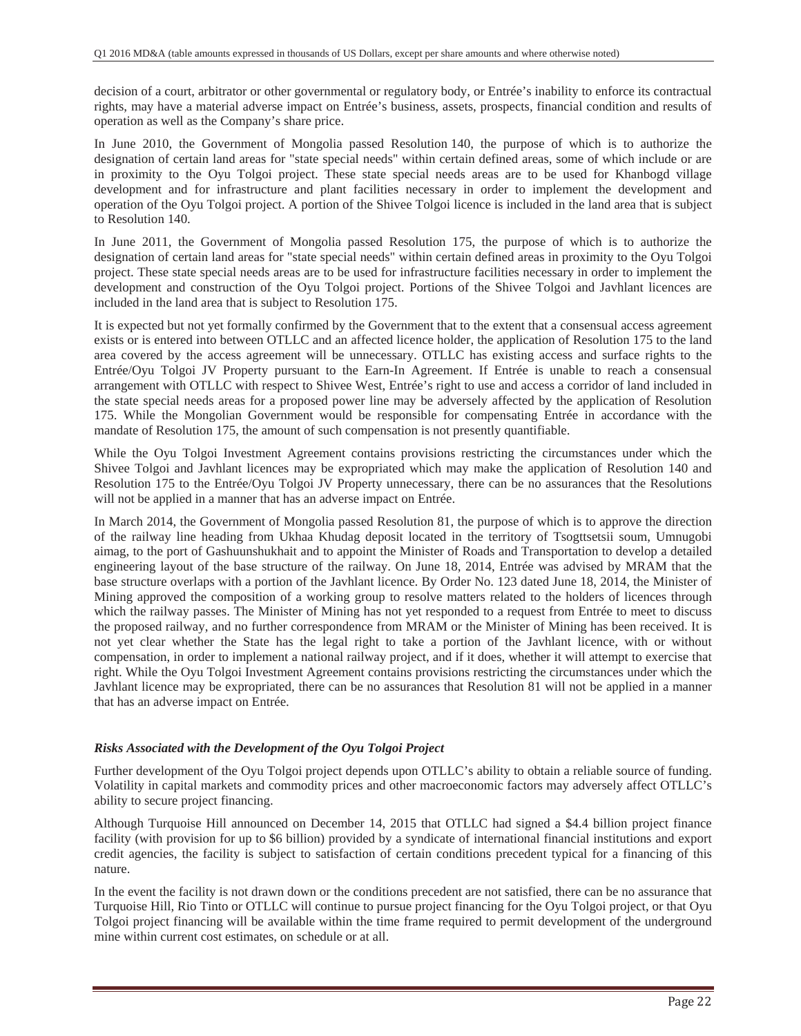decision of a court, arbitrator or other governmental or regulatory body, or Entrée's inability to enforce its contractual rights, may have a material adverse impact on Entrée's business, assets, prospects, financial condition and results of operation as well as the Company's share price.

In June 2010, the Government of Mongolia passed Resolution 140, the purpose of which is to authorize the designation of certain land areas for "state special needs" within certain defined areas, some of which include or are in proximity to the Oyu Tolgoi project. These state special needs areas are to be used for Khanbogd village development and for infrastructure and plant facilities necessary in order to implement the development and operation of the Oyu Tolgoi project. A portion of the Shivee Tolgoi licence is included in the land area that is subject to Resolution 140.

In June 2011, the Government of Mongolia passed Resolution 175, the purpose of which is to authorize the designation of certain land areas for "state special needs" within certain defined areas in proximity to the Oyu Tolgoi project. These state special needs areas are to be used for infrastructure facilities necessary in order to implement the development and construction of the Oyu Tolgoi project. Portions of the Shivee Tolgoi and Javhlant licences are included in the land area that is subject to Resolution 175.

It is expected but not yet formally confirmed by the Government that to the extent that a consensual access agreement exists or is entered into between OTLLC and an affected licence holder, the application of Resolution 175 to the land area covered by the access agreement will be unnecessary. OTLLC has existing access and surface rights to the Entrée/Oyu Tolgoi JV Property pursuant to the Earn-In Agreement. If Entrée is unable to reach a consensual arrangement with OTLLC with respect to Shivee West, Entrée's right to use and access a corridor of land included in the state special needs areas for a proposed power line may be adversely affected by the application of Resolution 175. While the Mongolian Government would be responsible for compensating Entrée in accordance with the mandate of Resolution 175, the amount of such compensation is not presently quantifiable.

While the Oyu Tolgoi Investment Agreement contains provisions restricting the circumstances under which the Shivee Tolgoi and Javhlant licences may be expropriated which may make the application of Resolution 140 and Resolution 175 to the Entrée/Oyu Tolgoi JV Property unnecessary, there can be no assurances that the Resolutions will not be applied in a manner that has an adverse impact on Entrée.

In March 2014, the Government of Mongolia passed Resolution 81, the purpose of which is to approve the direction of the railway line heading from Ukhaa Khudag deposit located in the territory of Tsogttsetsii soum, Umnugobi aimag, to the port of Gashuunshukhait and to appoint the Minister of Roads and Transportation to develop a detailed engineering layout of the base structure of the railway. On June 18, 2014, Entrée was advised by MRAM that the base structure overlaps with a portion of the Javhlant licence. By Order No. 123 dated June 18, 2014, the Minister of Mining approved the composition of a working group to resolve matters related to the holders of licences through which the railway passes. The Minister of Mining has not yet responded to a request from Entrée to meet to discuss the proposed railway, and no further correspondence from MRAM or the Minister of Mining has been received. It is not yet clear whether the State has the legal right to take a portion of the Javhlant licence, with or without compensation, in order to implement a national railway project, and if it does, whether it will attempt to exercise that right. While the Oyu Tolgoi Investment Agreement contains provisions restricting the circumstances under which the Javhlant licence may be expropriated, there can be no assurances that Resolution 81 will not be applied in a manner that has an adverse impact on Entrée.

### *Risks Associated with the Development of the Oyu Tolgoi Project*

Further development of the Oyu Tolgoi project depends upon OTLLC's ability to obtain a reliable source of funding. Volatility in capital markets and commodity prices and other macroeconomic factors may adversely affect OTLLC's ability to secure project financing.

Although Turquoise Hill announced on December 14, 2015 that OTLLC had signed a $4.4 billion project finance facility (with provision for up to $6 billion) provided by a syndicate of international financial institutions and export credit agencies, the facility is subject to satisfaction of certain conditions precedent typical for a financing of this nature.

In the event the facility is not drawn down or the conditions precedent are not satisfied, there can be no assurance that Turquoise Hill, Rio Tinto or OTLLC will continue to pursue project financing for the Oyu Tolgoi project, or that Oyu Tolgoi project financing will be available within the time frame required to permit development of the underground mine within current cost estimates, on schedule or at all.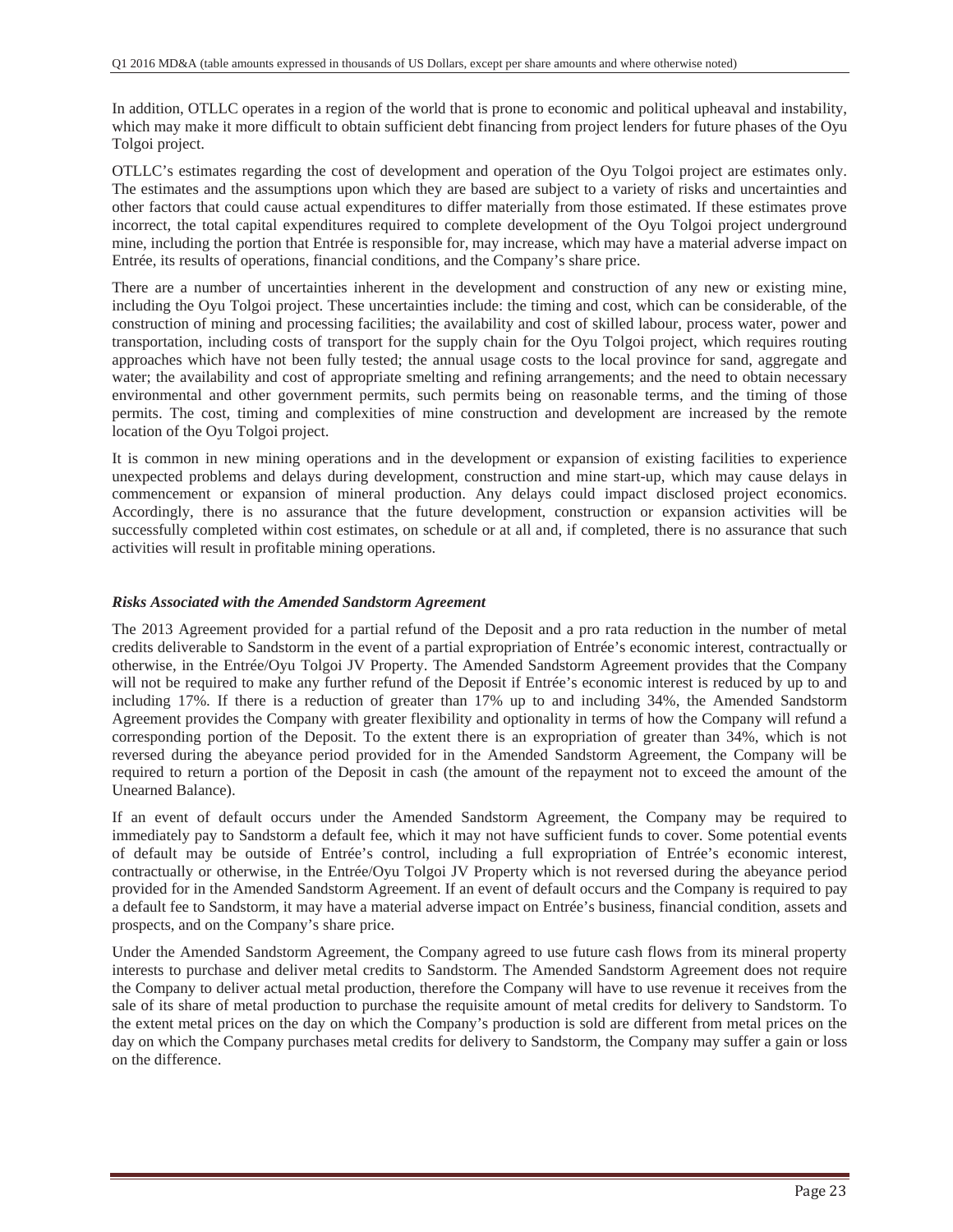In addition, OTLLC operates in a region of the world that is prone to economic and political upheaval and instability, which may make it more difficult to obtain sufficient debt financing from project lenders for future phases of the Oyu Tolgoi project.

OTLLC's estimates regarding the cost of development and operation of the Oyu Tolgoi project are estimates only. The estimates and the assumptions upon which they are based are subject to a variety of risks and uncertainties and other factors that could cause actual expenditures to differ materially from those estimated. If these estimates prove incorrect, the total capital expenditures required to complete development of the Oyu Tolgoi project underground mine, including the portion that Entrée is responsible for, may increase, which may have a material adverse impact on Entrée, its results of operations, financial conditions, and the Company's share price.

There are a number of uncertainties inherent in the development and construction of any new or existing mine, including the Oyu Tolgoi project. These uncertainties include: the timing and cost, which can be considerable, of the construction of mining and processing facilities; the availability and cost of skilled labour, process water, power and transportation, including costs of transport for the supply chain for the Oyu Tolgoi project, which requires routing approaches which have not been fully tested; the annual usage costs to the local province for sand, aggregate and water; the availability and cost of appropriate smelting and refining arrangements; and the need to obtain necessary environmental and other government permits, such permits being on reasonable terms, and the timing of those permits. The cost, timing and complexities of mine construction and development are increased by the remote location of the Oyu Tolgoi project.

It is common in new mining operations and in the development or expansion of existing facilities to experience unexpected problems and delays during development, construction and mine start-up, which may cause delays in commencement or expansion of mineral production. Any delays could impact disclosed project economics. Accordingly, there is no assurance that the future development, construction or expansion activities will be successfully completed within cost estimates, on schedule or at all and, if completed, there is no assurance that such activities will result in profitable mining operations.

***Risks Associated with the Amended Sandstorm Agreement***

The 2013 Agreement provided for a partial refund of the Deposit and a pro rata reduction in the number of metal credits deliverable to Sandstorm in the event of a partial expropriation of Entrée's economic interest, contractually or otherwise, in the Entrée/Oyu Tolgoi JV Property. The Amended Sandstorm Agreement provides that the Company will not be required to make any further refund of the Deposit if Entrée's economic interest is reduced by up to and including 17%. If there is a reduction of greater than 17% up to and including 34%, the Amended Sandstorm Agreement provides the Company with greater flexibility and optionality in terms of how the Company will refund a corresponding portion of the Deposit. To the extent there is an expropriation of greater than 34%, which is not reversed during the abeyance period provided for in the Amended Sandstorm Agreement, the Company will be required to return a portion of the Deposit in cash (the amount of the repayment not to exceed the amount of the Unearned Balance).

If an event of default occurs under the Amended Sandstorm Agreement, the Company may be required to immediately pay to Sandstorm a default fee, which it may not have sufficient funds to cover. Some potential events of default may be outside of Entrée's control, including a full expropriation of Entrée's economic interest, contractually or otherwise, in the Entrée/Oyu Tolgoi JV Property which is not reversed during the abeyance period provided for in the Amended Sandstorm Agreement. If an event of default occurs and the Company is required to pay a default fee to Sandstorm, it may have a material adverse impact on Entrée's business, financial condition, assets and prospects, and on the Company's share price.

Under the Amended Sandstorm Agreement, the Company agreed to use future cash flows from its mineral property interests to purchase and deliver metal credits to Sandstorm. The Amended Sandstorm Agreement does not require the Company to deliver actual metal production, therefore the Company will have to use revenue it receives from the sale of its share of metal production to purchase the requisite amount of metal credits for delivery to Sandstorm. To the extent metal prices on the day on which the Company's production is sold are different from metal prices on the day on which the Company purchases metal credits for delivery to Sandstorm, the Company may suffer a gain or loss on the difference.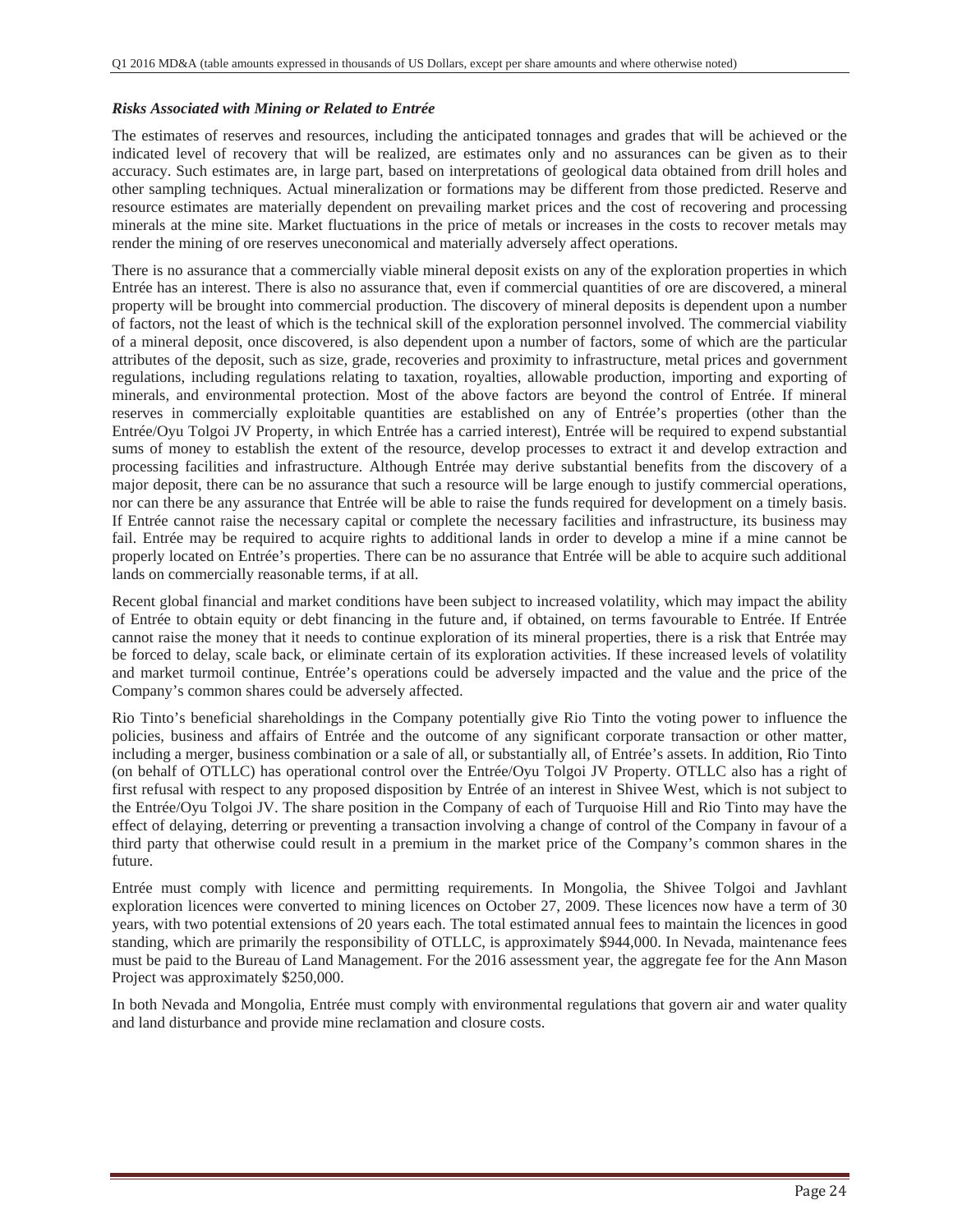### *Risks Associated with Mining or Related to Entrée*

The estimates of reserves and resources, including the anticipated tonnages and grades that will be achieved or the indicated level of recovery that will be realized, are estimates only and no assurances can be given as to their accuracy. Such estimates are, in large part, based on interpretations of geological data obtained from drill holes and other sampling techniques. Actual mineralization or formations may be different from those predicted. Reserve and resource estimates are materially dependent on prevailing market prices and the cost of recovering and processing minerals at the mine site. Market fluctuations in the price of metals or increases in the costs to recover metals may render the mining of ore reserves uneconomical and materially adversely affect operations.

There is no assurance that a commercially viable mineral deposit exists on any of the exploration properties in which Entrée has an interest. There is also no assurance that, even if commercial quantities of ore are discovered, a mineral property will be brought into commercial production. The discovery of mineral deposits is dependent upon a number of factors, not the least of which is the technical skill of the exploration personnel involved. The commercial viability of a mineral deposit, once discovered, is also dependent upon a number of factors, some of which are the particular attributes of the deposit, such as size, grade, recoveries and proximity to infrastructure, metal prices and government regulations, including regulations relating to taxation, royalties, allowable production, importing and exporting of minerals, and environmental protection. Most of the above factors are beyond the control of Entrée. If mineral reserves in commercially exploitable quantities are established on any of Entrée's properties (other than the Entrée/Oyu Tolgoi JV Property, in which Entrée has a carried interest), Entrée will be required to expend substantial sums of money to establish the extent of the resource, develop processes to extract it and develop extraction and processing facilities and infrastructure. Although Entrée may derive substantial benefits from the discovery of a major deposit, there can be no assurance that such a resource will be large enough to justify commercial operations, nor can there be any assurance that Entrée will be able to raise the funds required for development on a timely basis. If Entrée cannot raise the necessary capital or complete the necessary facilities and infrastructure, its business may fail. Entrée may be required to acquire rights to additional lands in order to develop a mine if a mine cannot be properly located on Entrée's properties. There can be no assurance that Entrée will be able to acquire such additional lands on commercially reasonable terms, if at all.

Recent global financial and market conditions have been subject to increased volatility, which may impact the ability of Entrée to obtain equity or debt financing in the future and, if obtained, on terms favourable to Entrée. If Entrée cannot raise the money that it needs to continue exploration of its mineral properties, there is a risk that Entrée may be forced to delay, scale back, or eliminate certain of its exploration activities. If these increased levels of volatility and market turmoil continue, Entrée's operations could be adversely impacted and the value and the price of the Company's common shares could be adversely affected.

Rio Tinto's beneficial shareholdings in the Company potentially give Rio Tinto the voting power to influence the policies, business and affairs of Entrée and the outcome of any significant corporate transaction or other matter, including a merger, business combination or a sale of all, or substantially all, of Entrée's assets. In addition, Rio Tinto (on behalf of OTLLC) has operational control over the Entrée/Oyu Tolgoi JV Property. OTLLC also has a right of first refusal with respect to any proposed disposition by Entrée of an interest in Shivee West, which is not subject to the Entrée/Oyu Tolgoi JV. The share position in the Company of each of Turquoise Hill and Rio Tinto may have the effect of delaying, deterring or preventing a transaction involving a change of control of the Company in favour of a third party that otherwise could result in a premium in the market price of the Company's common shares in the future.

Entrée must comply with licence and permitting requirements. In Mongolia, the Shivee Tolgoi and Javhlant exploration licences were converted to mining licences on October 27, 2009. These licences now have a term of 30 years, with two potential extensions of 20 years each. The total estimated annual fees to maintain the licences in good standing, which are primarily the responsibility of OTLLC, is approximately \$944,000. In Nevada, maintenance fees must be paid to the Bureau of Land Management. For the 2016 assessment year, the aggregate fee for the Ann Mason Project was approximately \$250,000.

In both Nevada and Mongolia, Entrée must comply with environmental regulations that govern air and water quality and land disturbance and provide mine reclamation and closure costs.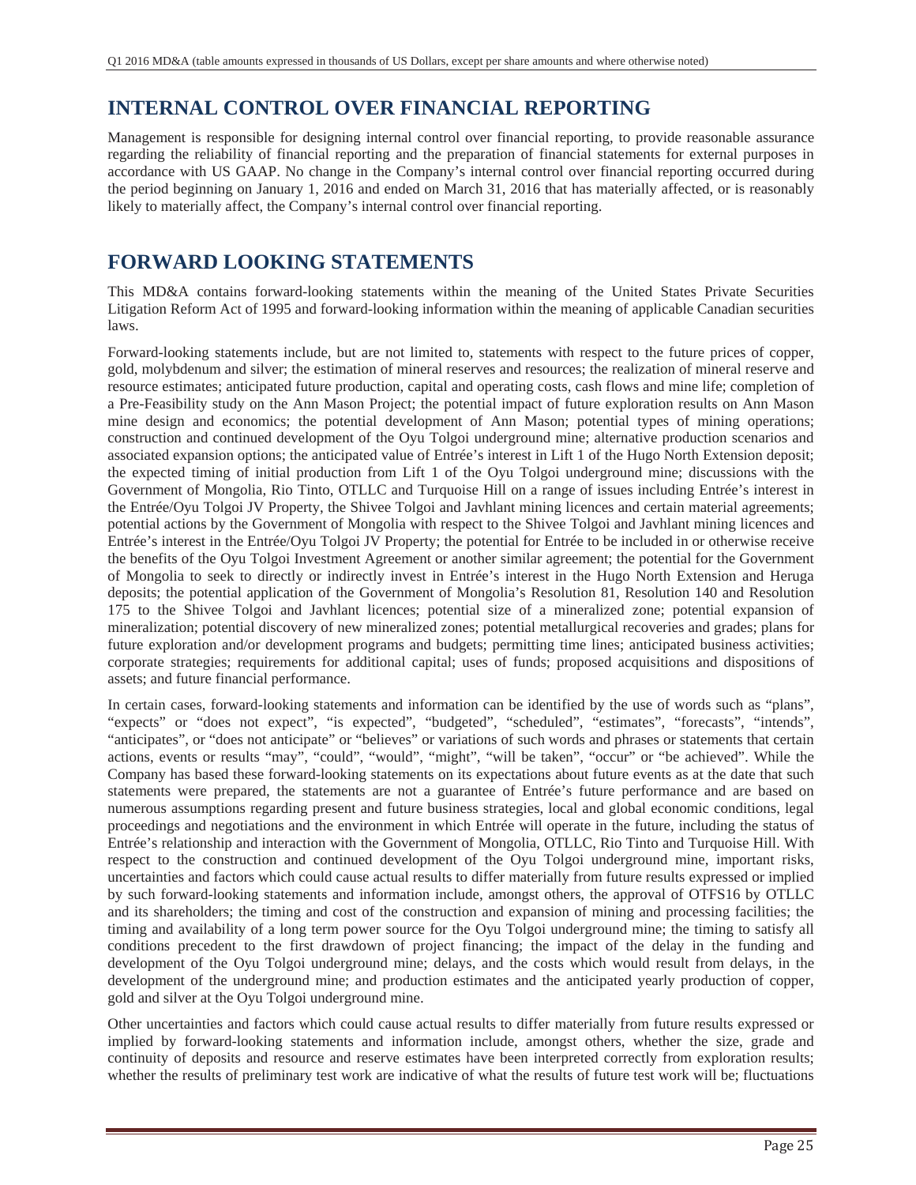# INTERNAL CONTROL OVER FINANCIAL REPORTING

Management is responsible for designing internal control over financial reporting, to provide reasonable assurance regarding the reliability of financial reporting and the preparation of financial statements for external purposes in accordance with US GAAP. No change in the Company's internal control over financial reporting occurred during the period beginning on January 1, 2016 and ended on March 31, 2016 that has materially affected, or is reasonably likely to materially affect, the Company's internal control over financial reporting.

# FORWARD LOOKING STATEMENTS

This MD&A contains forward-looking statements within the meaning of the United States Private Securities Litigation Reform Act of 1995 and forward-looking information within the meaning of applicable Canadian securities laws.

Forward-looking statements include, but are not limited to, statements with respect to the future prices of copper, gold, molybdenum and silver; the estimation of mineral reserves and resources; the realization of mineral reserve and resource estimates; anticipated future production, capital and operating costs, cash flows and mine life; completion of a Pre-Feasibility study on the Ann Mason Project; the potential impact of future exploration results on Ann Mason mine design and economics; the potential development of Ann Mason; potential types of mining operations; construction and continued development of the Oyu Tolgoi underground mine; alternative production scenarios and associated expansion options; the anticipated value of Entrée's interest in Lift 1 of the Hugo North Extension deposit; the expected timing of initial production from Lift 1 of the Oyu Tolgoi underground mine; discussions with the Government of Mongolia, Rio Tinto, OTLLC and Turquoise Hill on a range of issues including Entrée's interest in the Entrée/Oyu Tolgoi JV Property, the Shivee Tolgoi and Javhlant mining licences and certain material agreements; potential actions by the Government of Mongolia with respect to the Shivee Tolgoi and Javhlant mining licences and Entrée's interest in the Entrée/Oyu Tolgoi JV Property; the potential for Entrée to be included in or otherwise receive the benefits of the Oyu Tolgoi Investment Agreement or another similar agreement; the potential for the Government of Mongolia to seek to directly or indirectly invest in Entrée's interest in the Hugo North Extension and Heruga deposits; the potential application of the Government of Mongolia's Resolution 81, Resolution 140 and Resolution 175 to the Shivee Tolgoi and Javhlant licences; potential size of a mineralized zone; potential expansion of mineralization; potential discovery of new mineralized zones; potential metallurgical recoveries and grades; plans for future exploration and/or development programs and budgets; permitting time lines; anticipated business activities; corporate strategies; requirements for additional capital; uses of funds; proposed acquisitions and dispositions of assets; and future financial performance.

In certain cases, forward-looking statements and information can be identified by the use of words such as "plans", "expects" or "does not expect", "is expected", "budgeted", "scheduled", "estimates", "forecasts", "intends", "anticipates", or "does not anticipate" or "believes" or variations of such words and phrases or statements that certain actions, events or results "may", "could", "would", "might", "will be taken", "occur" or "be achieved". While the Company has based these forward-looking statements on its expectations about future events as at the date that such statements were prepared, the statements are not a guarantee of Entrée's future performance and are based on numerous assumptions regarding present and future business strategies, local and global economic conditions, legal proceedings and negotiations and the environment in which Entrée will operate in the future, including the status of Entrée's relationship and interaction with the Government of Mongolia, OTLLC, Rio Tinto and Turquoise Hill. With respect to the construction and continued development of the Oyu Tolgoi underground mine, important risks, uncertainties and factors which could cause actual results to differ materially from future results expressed or implied by such forward-looking statements and information include, amongst others, the approval of OTFS16 by OTLLC and its shareholders; the timing and cost of the construction and expansion of mining and processing facilities; the timing and availability of a long term power source for the Oyu Tolgoi underground mine; the timing to satisfy all conditions precedent to the first drawdown of project financing; the impact of the delay in the funding and development of the Oyu Tolgoi underground mine; delays, and the costs which would result from delays, in the development of the underground mine; and production estimates and the anticipated yearly production of copper, gold and silver at the Oyu Tolgoi underground mine.

Other uncertainties and factors which could cause actual results to differ materially from future results expressed or implied by forward-looking statements and information include, amongst others, whether the size, grade and continuity of deposits and resource and reserve estimates have been interpreted correctly from exploration results; whether the results of preliminary test work are indicative of what the results of future test work will be; fluctuations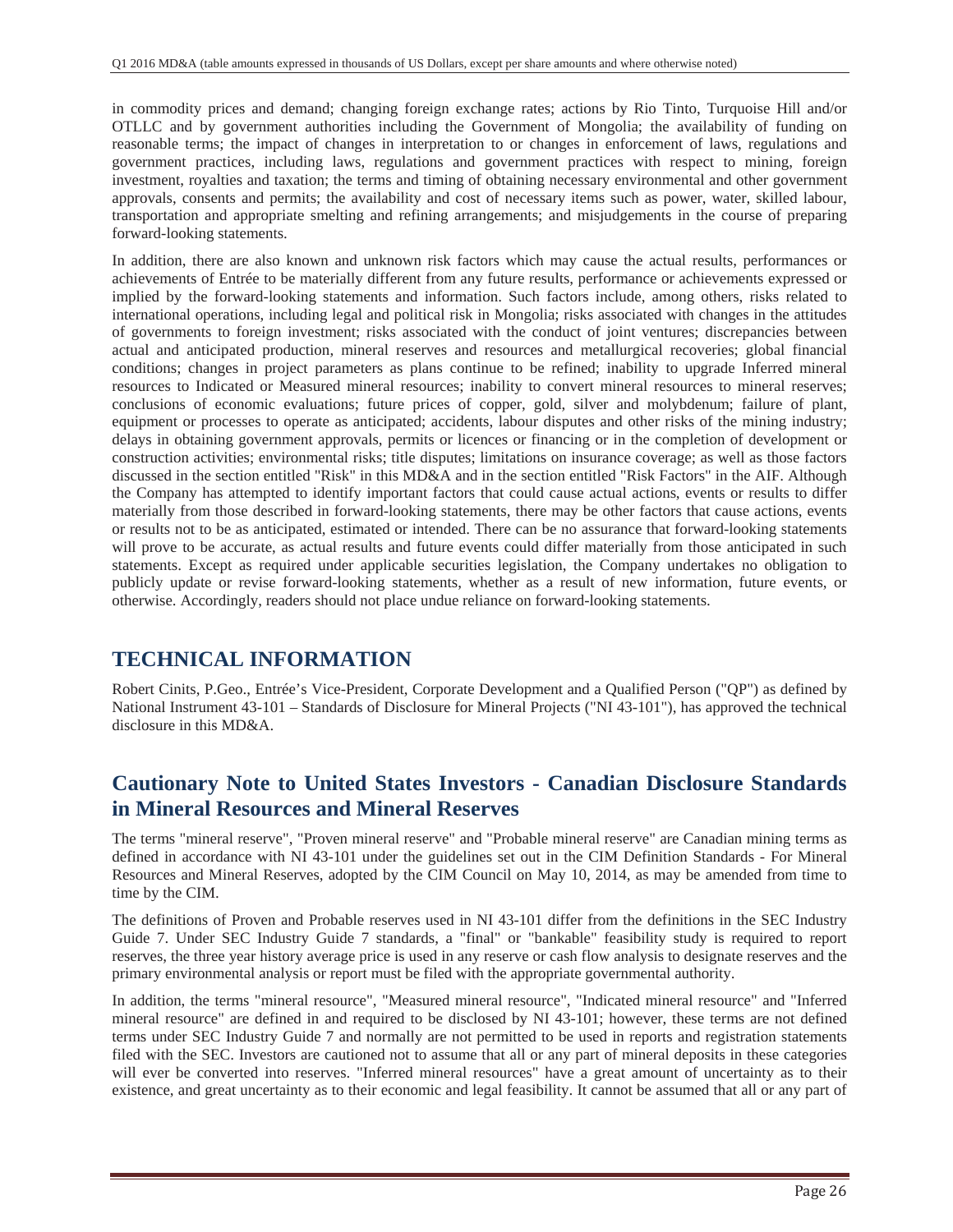in commodity prices and demand; changing foreign exchange rates; actions by Rio Tinto, Turquoise Hill and/or OTLLC and by government authorities including the Government of Mongolia; the availability of funding on reasonable terms; the impact of changes in interpretation to or changes in enforcement of laws, regulations and government practices, including laws, regulations and government practices with respect to mining, foreign investment, royalties and taxation; the terms and timing of obtaining necessary environmental and other government approvals, consents and permits; the availability and cost of necessary items such as power, water, skilled labour, transportation and appropriate smelting and refining arrangements; and misjudgements in the course of preparing forward-looking statements.

In addition, there are also known and unknown risk factors which may cause the actual results, performances or achievements of Entrée to be materially different from any future results, performance or achievements expressed or implied by the forward-looking statements and information. Such factors include, among others, risks related to international operations, including legal and political risk in Mongolia; risks associated with changes in the attitudes of governments to foreign investment; risks associated with the conduct of joint ventures; discrepancies between actual and anticipated production, mineral reserves and resources and metallurgical recoveries; global financial conditions; changes in project parameters as plans continue to be refined; inability to upgrade Inferred mineral resources to Indicated or Measured mineral resources; inability to convert mineral resources to mineral reserves; conclusions of economic evaluations; future prices of copper, gold, silver and molybdenum; failure of plant, equipment or processes to operate as anticipated; accidents, labour disputes and other risks of the mining industry; delays in obtaining government approvals, permits or licences or financing or in the completion of development or construction activities; environmental risks; title disputes; limitations on insurance coverage; as well as those factors discussed in the section entitled "Risk" in this MD&A and in the section entitled "Risk Factors" in the AIF. Although the Company has attempted to identify important factors that could cause actual actions, events or results to differ materially from those described in forward-looking statements, there may be other factors that cause actions, events or results not to be as anticipated, estimated or intended. There can be no assurance that forward-looking statements will prove to be accurate, as actual results and future events could differ materially from those anticipated in such statements. Except as required under applicable securities legislation, the Company undertakes no obligation to publicly update or revise forward-looking statements, whether as a result of new information, future events, or otherwise. Accordingly, readers should not place undue reliance on forward-looking statements.

# TECHNICAL INFORMATION

Robert Cinits, P.Geo., Entrée's Vice-President, Corporate Development and a Qualified Person ("QP") as defined by National Instrument 43-101 – Standards of Disclosure for Mineral Projects ("NI 43-101"), has approved the technical disclosure in this MD&A.

## Cautionary Note to United States Investors - Canadian Disclosure Standards in Mineral Resources and Mineral Reserves

The terms "mineral reserve", "Proven mineral reserve" and "Probable mineral reserve" are Canadian mining terms as defined in accordance with NI 43-101 under the guidelines set out in the CIM Definition Standards - For Mineral Resources and Mineral Reserves, adopted by the CIM Council on May 10, 2014, as may be amended from time to time by the CIM.

The definitions of Proven and Probable reserves used in NI 43-101 differ from the definitions in the SEC Industry Guide 7. Under SEC Industry Guide 7 standards, a "final" or "bankable" feasibility study is required to report reserves, the three year history average price is used in any reserve or cash flow analysis to designate reserves and the primary environmental analysis or report must be filed with the appropriate governmental authority.

In addition, the terms "mineral resource", "Measured mineral resource", "Indicated mineral resource" and "Inferred mineral resource" are defined in and required to be disclosed by NI 43-101; however, these terms are not defined terms under SEC Industry Guide 7 and normally are not permitted to be used in reports and registration statements filed with the SEC. Investors are cautioned not to assume that all or any part of mineral deposits in these categories will ever be converted into reserves. "Inferred mineral resources" have a great amount of uncertainty as to their existence, and great uncertainty as to their economic and legal feasibility. It cannot be assumed that all or any part of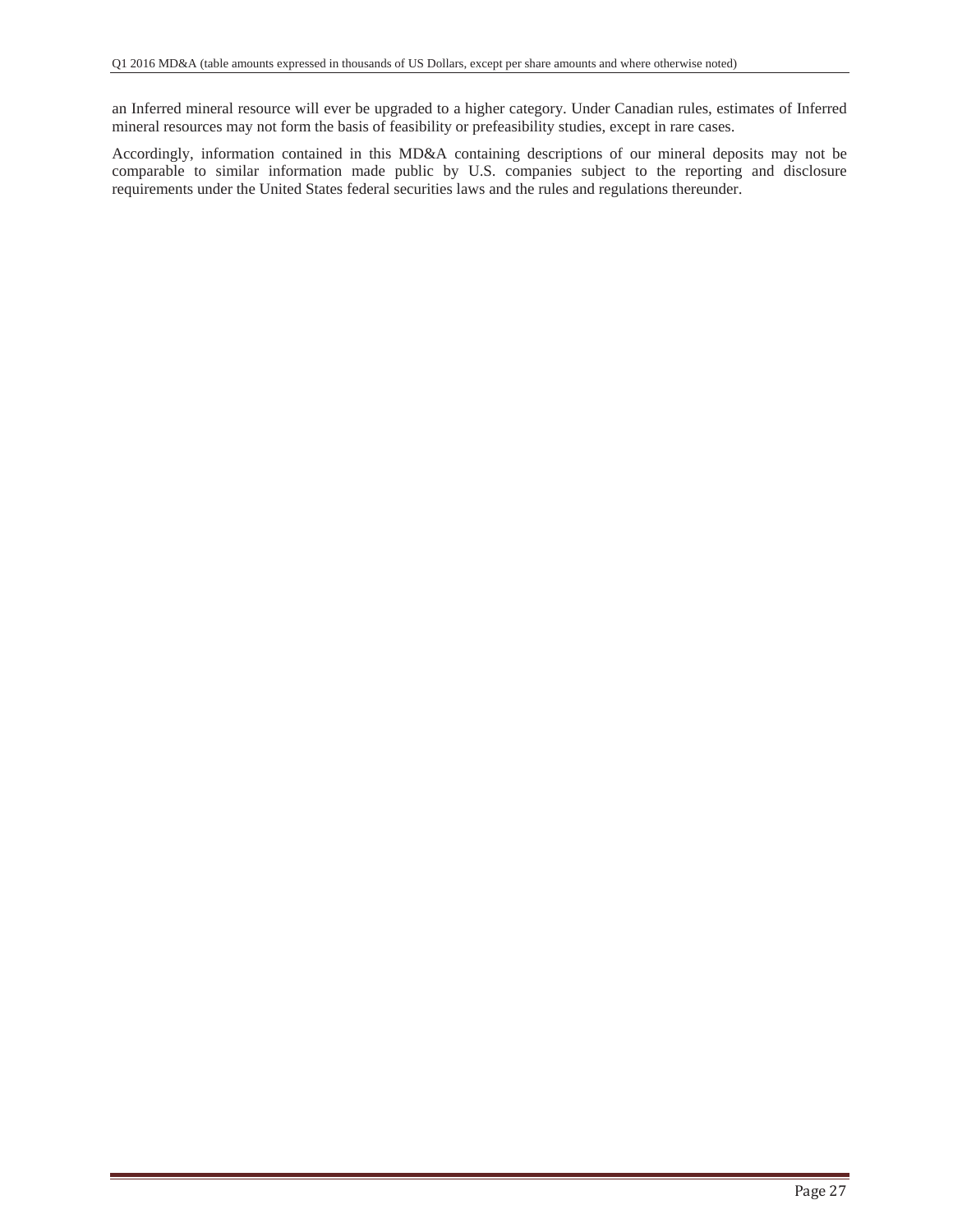an Inferred mineral resource will ever be upgraded to a higher category. Under Canadian rules, estimates of Inferred mineral resources may not form the basis of feasibility or prefeasibility studies, except in rare cases.

Accordingly, information contained in this MD&A containing descriptions of our mineral deposits may not be comparable to similar information made public by U.S. companies subject to the reporting and disclosure requirements under the United States federal securities laws and the rules and regulations thereunder.